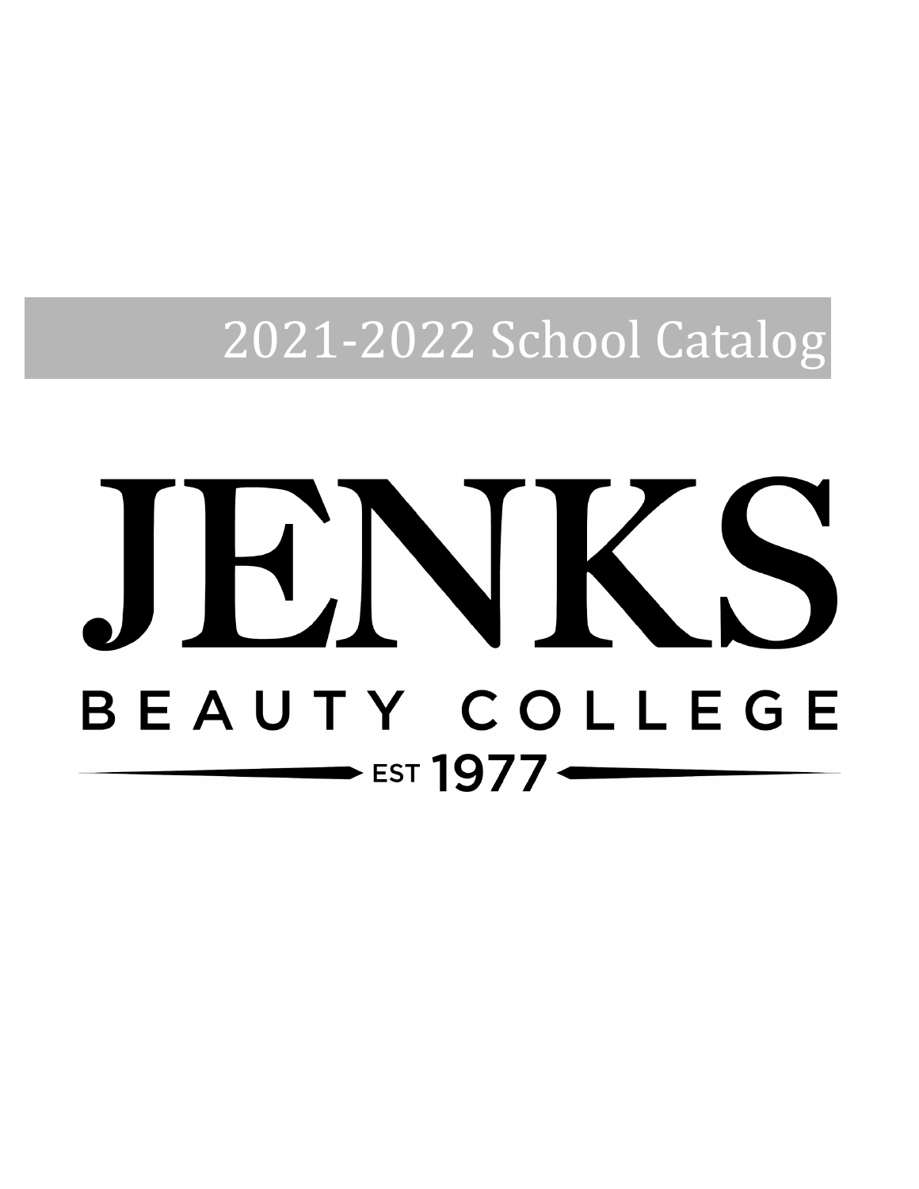# 2021-2022 School Catalog

# JENKS

## BEAUTY COLLEGE

EST 1977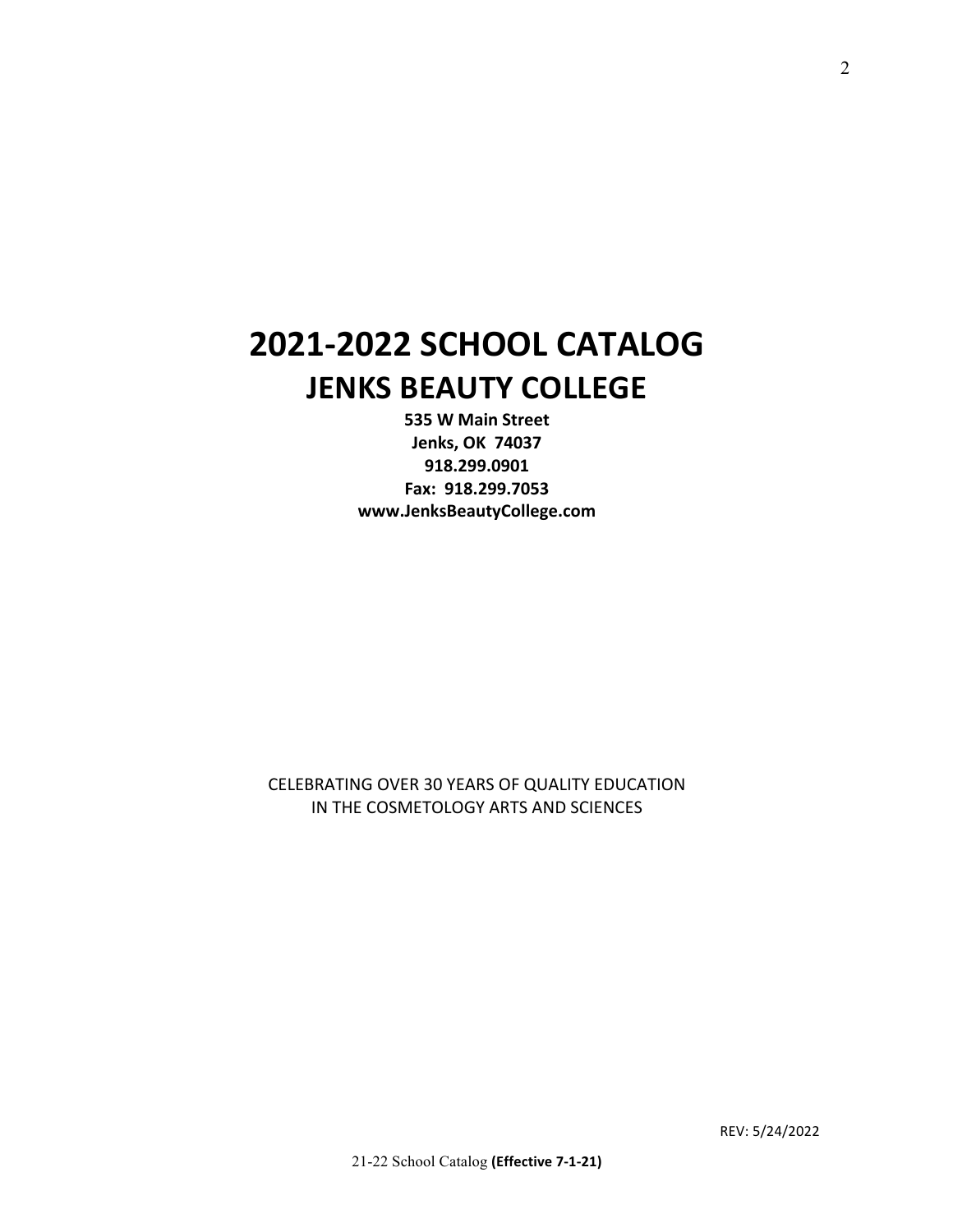# 2021-2022 SCHOOL CATALOG

## JENKS BEAUTY COLLEGE

**535 W Main Street**
**Jenks, OK 74037**
**918.299.0901**
**Fax: 918.299.7053**
**www.JenksBeautyCollege.com**

CELEBRATING OVER 30 YEARS OF QUALITY EDUCATION
IN THE COSMETOLOGY ARTS AND SCIENCES

REV: 5/24/2022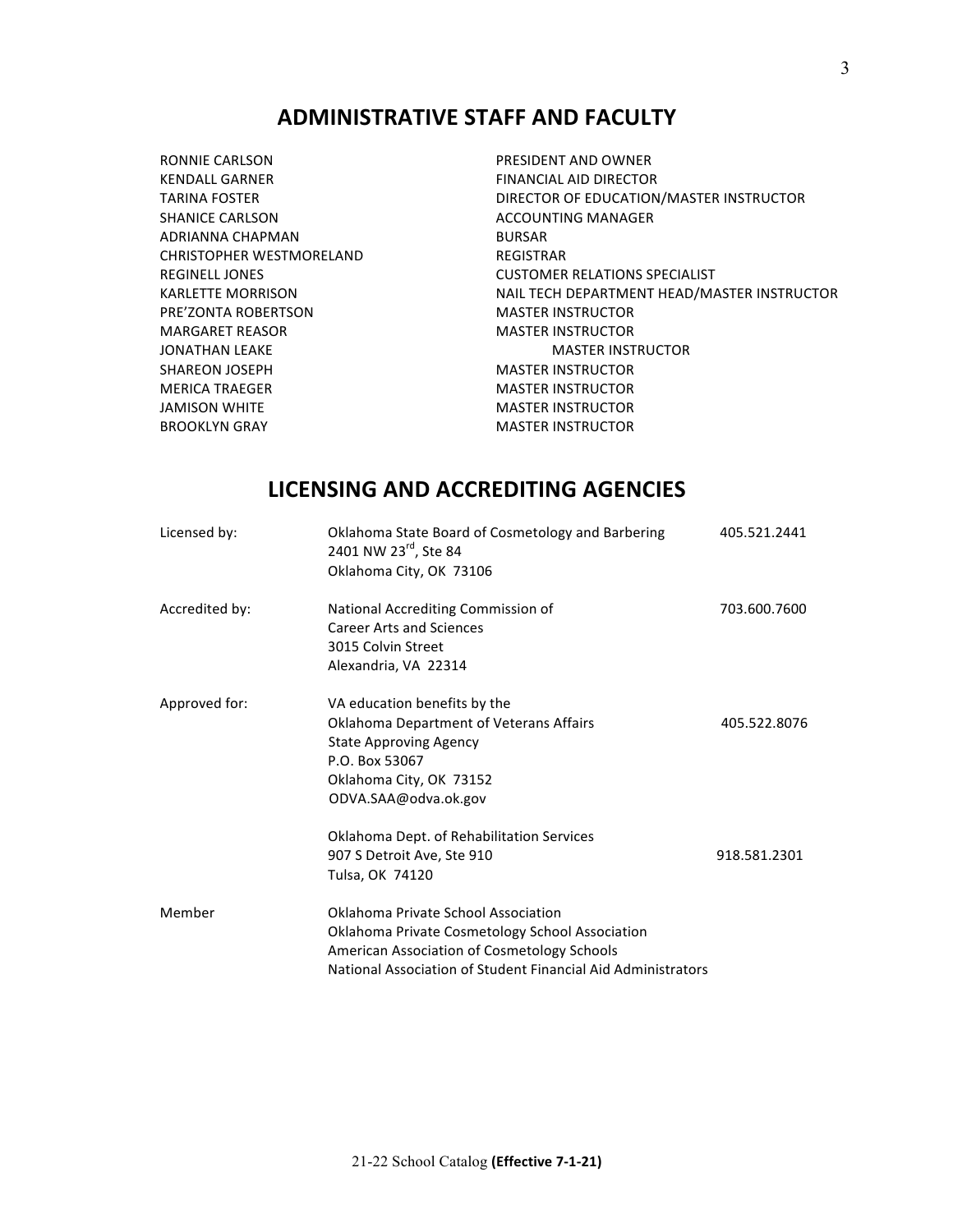## ADMINISTRATIVE STAFF AND FACULTY

| | |
|---|---|
| RONNIE CARLSON | PRESIDENT AND OWNER |
| KENDALL GARNER | FINANCIAL AID DIRECTOR |
| TARINA FOSTER | DIRECTOR OF EDUCATION/MASTER INSTRUCTOR |
| SHANICE CARLSON | ACCOUNTING MANAGER |
| ADRIANNA CHAPMAN | BURSAR |
| CHRISTOPHER WESTMORELAND | REGISTRAR |
| REGINELL JONES | CUSTOMER RELATIONS SPECIALIST |
| KARLETTE MORRISON | NAIL TECH DEPARTMENT HEAD/MASTER INSTRUCTOR |
| PRE'ZONTA ROBERTSON | MASTER INSTRUCTOR |
| MARGARET REASOR | MASTER INSTRUCTOR |
| JONATHAN LEAKE | MASTER INSTRUCTOR |
| SHAREON JOSEPH | MASTER INSTRUCTOR |
| MERICA TRAEGER | MASTER INSTRUCTOR |
| JAMISON WHITE | MASTER INSTRUCTOR |
| BROOKLYN GRAY | MASTER INSTRUCTOR |

## LICENSING AND ACCREDITING AGENCIES

| | | |
|---|---|---|
| Licensed by: | Oklahoma State Board of Cosmetology and Barbering<br>2401 NW 23rd, Ste 84<br>Oklahoma City, OK 73106 | 405.521.2441 |
| Accredited by: | National Accrediting Commission of<br>Career Arts and Sciences<br>3015 Colvin Street<br>Alexandria, VA 22314 | 703.600.7600 |
| Approved for: | VA education benefits by the<br>Oklahoma Department of Veterans Affairs<br>State Approving Agency<br>P.O. Box 53067<br>Oklahoma City, OK 73152<br>ODVA.SAA@odva.ok.gov | 405.522.8076 |
| | Oklahoma Dept. of Rehabilitation Services<br>907 S Detroit Ave, Ste 910<br>Tulsa, OK 74120 | 918.581.2301 |
| Member | Oklahoma Private School Association<br>Oklahoma Private Cosmetology School Association<br>American Association of Cosmetology Schools<br>National Association of Student Financial Aid Administrators | |

21-22 School Catalog **(Effective 7-1-21)**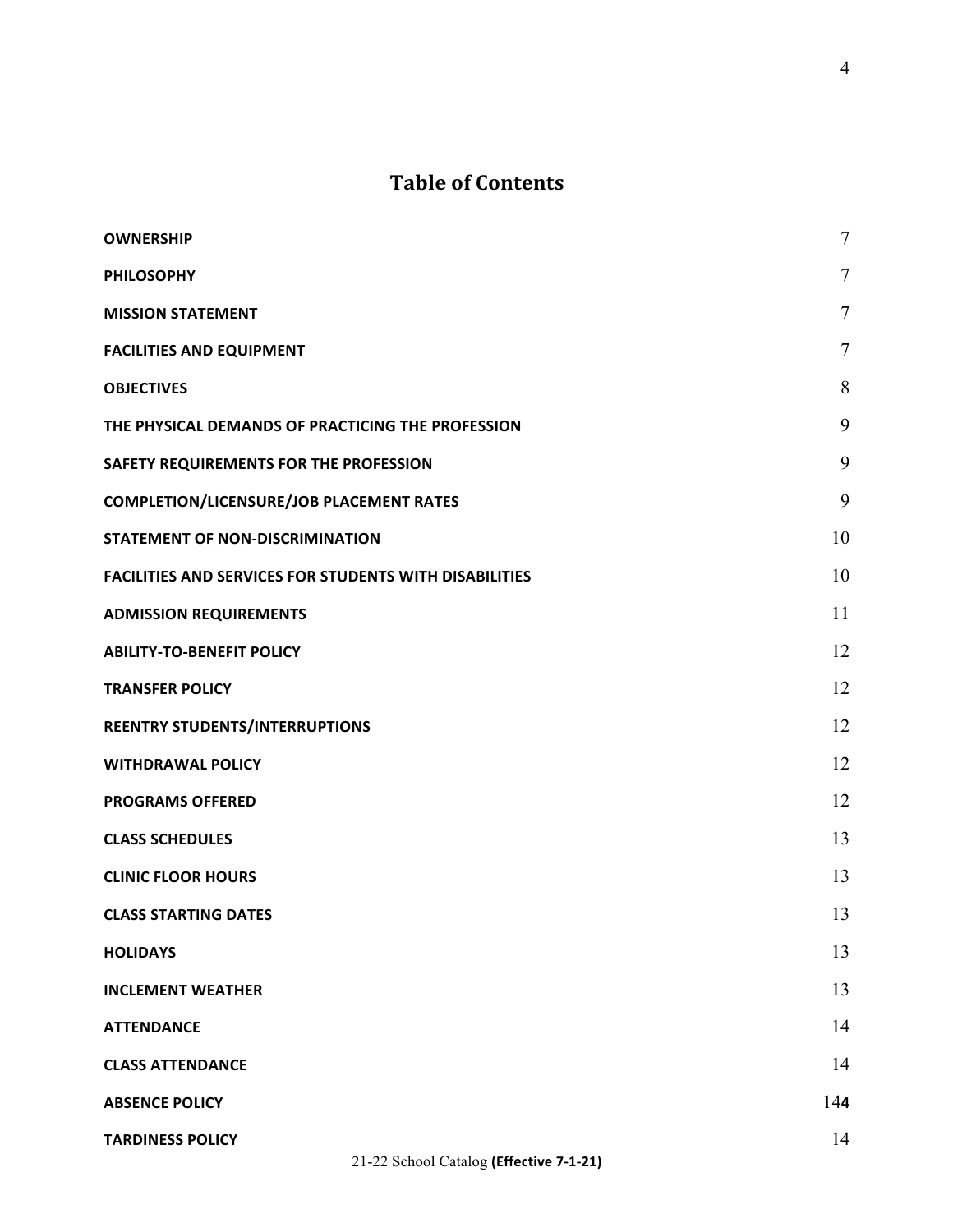# Table of Contents

| | |
|---|---|
| **OWNERSHIP** | 7 |
| **PHILOSOPHY** | 7 |
| **MISSION STATEMENT** | 7 |
| **FACILITIES AND EQUIPMENT** | 7 |
| **OBJECTIVES** | 8 |
| **THE PHYSICAL DEMANDS OF PRACTICING THE PROFESSION** | 9 |
| **SAFETY REQUIREMENTS FOR THE PROFESSION** | 9 |
| **COMPLETION/LICENSURE/JOB PLACEMENT RATES** | 9 |
| **STATEMENT OF NON-DISCRIMINATION** | 10 |
| **FACILITIES AND SERVICES FOR STUDENTS WITH DISABILITIES** | 10 |
| **ADMISSION REQUIREMENTS** | 11 |
| **ABILITY-TO-BENEFIT POLICY** | 12 |
| **TRANSFER POLICY** | 12 |
| **REENTRY STUDENTS/INTERRUPTIONS** | 12 |
| **WITHDRAWAL POLICY** | 12 |
| **PROGRAMS OFFERED** | 12 |
| **CLASS SCHEDULES** | 13 |
| **CLINIC FLOOR HOURS** | 13 |
| **CLASS STARTING DATES** | 13 |
| **HOLIDAYS** | 13 |
| **INCLEMENT WEATHER** | 13 |
| **ATTENDANCE** | 14 |
| **CLASS ATTENDANCE** | 14 |
| **ABSENCE POLICY** | 144 |
| **TARDINESS POLICY** | 14 |

21-22 School Catalog **(Effective 7-1-21)**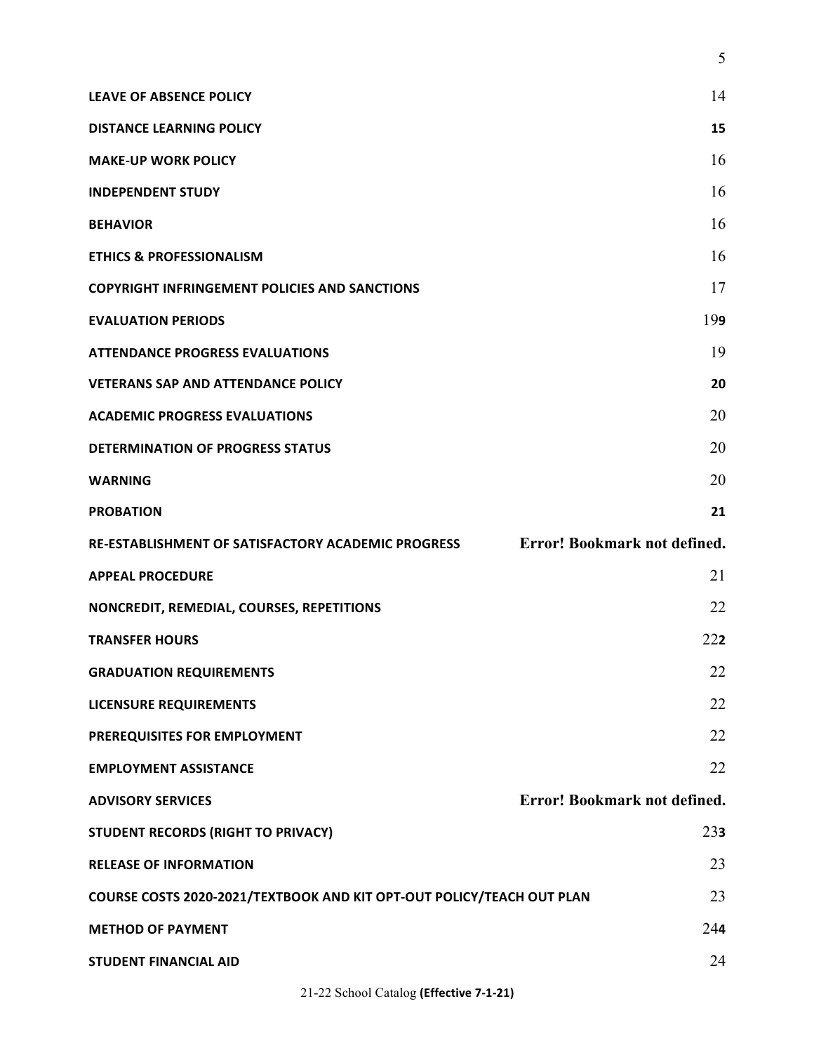| | |
|---|---|
| **LEAVE OF ABSENCE POLICY** | 14 |
| **DISTANCE LEARNING POLICY** | **15** |
| **MAKE-UP WORK POLICY** | 16 |
| **INDEPENDENT STUDY** | 16 |
| **BEHAVIOR** | 16 |
| **ETHICS & PROFESSIONALISM** | 16 |
| **COPYRIGHT INFRINGEMENT POLICIES AND SANCTIONS** | 17 |
| **EVALUATION PERIODS** | 19**9** |
| **ATTENDANCE PROGRESS EVALUATIONS** | 19 |
| **VETERANS SAP AND ATTENDANCE POLICY** | **20** |
| **ACADEMIC PROGRESS EVALUATIONS** | 20 |
| **DETERMINATION OF PROGRESS STATUS** | 20 |
| **WARNING** | 20 |
| **PROBATION** | **21** |
| **RE-ESTABLISHMENT OF SATISFACTORY ACADEMIC PROGRESS** | **Error! Bookmark not defined.** |
| **APPEAL PROCEDURE** | 21 |
| **NONCREDIT, REMEDIAL, COURSES, REPETITIONS** | 22 |
| **TRANSFER HOURS** | 22**2** |
| **GRADUATION REQUIREMENTS** | 22 |
| **LICENSURE REQUIREMENTS** | 22 |
| **PREREQUISITES FOR EMPLOYMENT** | 22 |
| **EMPLOYMENT ASSISTANCE** | 22 |
| **ADVISORY SERVICES** | **Error! Bookmark not defined.** |
| **STUDENT RECORDS (RIGHT TO PRIVACY)** | 23**3** |
| **RELEASE OF INFORMATION** | 23 |
| **COURSE COSTS 2020-2021/TEXTBOOK AND KIT OPT-OUT POLICY/TEACH OUT PLAN** | 23 |
| **METHOD OF PAYMENT** | 24**4** |
| **STUDENT FINANCIAL AID** | 24 |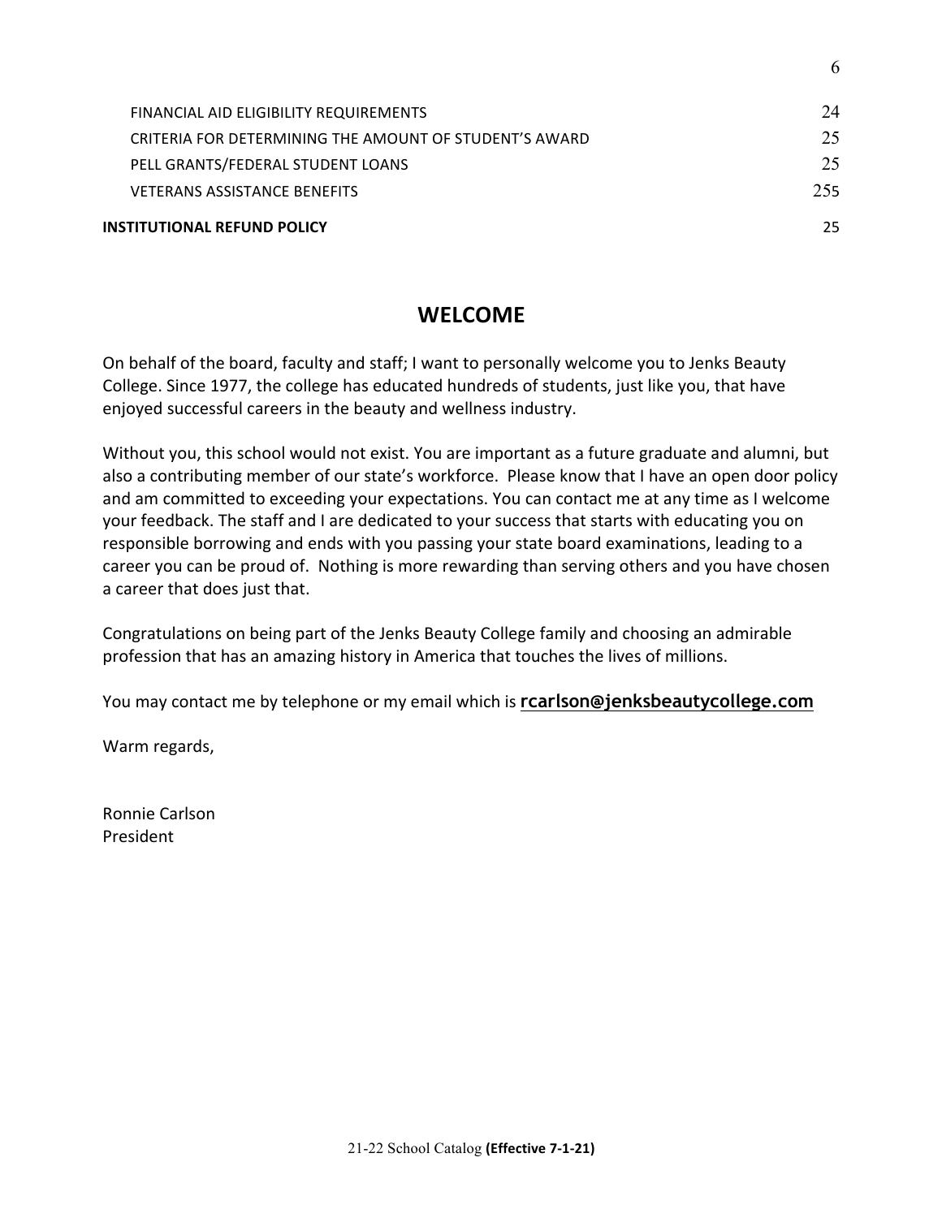| | |
|---|---|
| FINANCIAL AID ELIGIBILITY REQUIREMENTS | 24 |
| CRITERIA FOR DETERMINING THE AMOUNT OF STUDENT'S AWARD | 25 |
| PELL GRANTS/FEDERAL STUDENT LOANS | 25 |
| VETERANS ASSISTANCE BENEFITS | 255 |
| **INSTITUTIONAL REFUND POLICY** | 25 |

## WELCOME

On behalf of the board, faculty and staff; I want to personally welcome you to Jenks Beauty College. Since 1977, the college has educated hundreds of students, just like you, that have enjoyed successful careers in the beauty and wellness industry.

Without you, this school would not exist. You are important as a future graduate and alumni, but also a contributing member of our state's workforce. Please know that I have an open door policy and am committed to exceeding your expectations. You can contact me at any time as I welcome your feedback. The staff and I are dedicated to your success that starts with educating you on responsible borrowing and ends with you passing your state board examinations, leading to a career you can be proud of. Nothing is more rewarding than serving others and you have chosen a career that does just that.

Congratulations on being part of the Jenks Beauty College family and choosing an admirable profession that has an amazing history in America that touches the lives of millions.

You may contact me by telephone or my email which is **rcarlson@jenksbeautycollege.com**

Warm regards,

Ronnie Carlson
President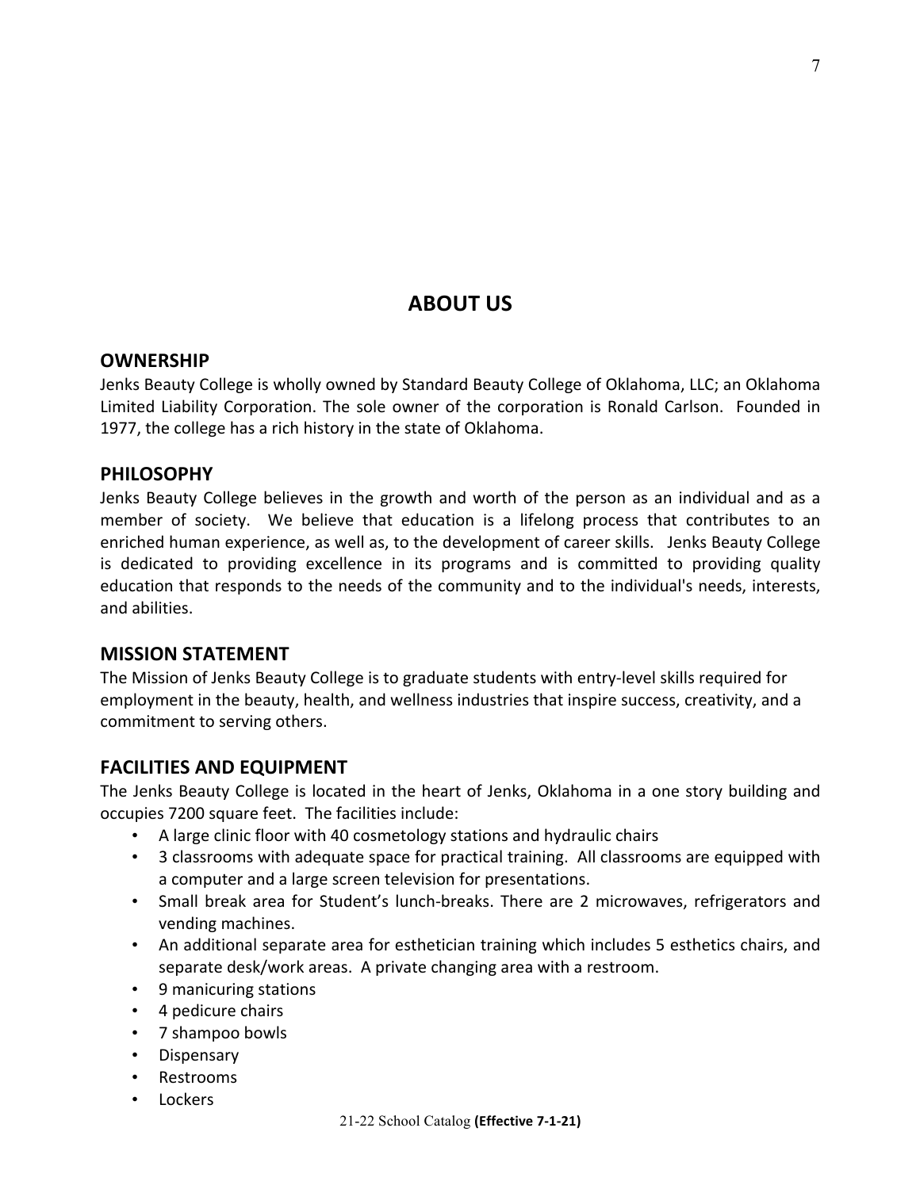# ABOUT US

## OWNERSHIP

Jenks Beauty College is wholly owned by Standard Beauty College of Oklahoma, LLC; an Oklahoma Limited Liability Corporation. The sole owner of the corporation is Ronald Carlson. Founded in 1977, the college has a rich history in the state of Oklahoma.

## PHILOSOPHY

Jenks Beauty College believes in the growth and worth of the person as an individual and as a member of society. We believe that education is a lifelong process that contributes to an enriched human experience, as well as, to the development of career skills. Jenks Beauty College is dedicated to providing excellence in its programs and is committed to providing quality education that responds to the needs of the community and to the individual's needs, interests, and abilities.

## MISSION STATEMENT

The Mission of Jenks Beauty College is to graduate students with entry-level skills required for employment in the beauty, health, and wellness industries that inspire success, creativity, and a commitment to serving others.

## FACILITIES AND EQUIPMENT

The Jenks Beauty College is located in the heart of Jenks, Oklahoma in a one story building and occupies 7200 square feet. The facilities include:

- A large clinic floor with 40 cosmetology stations and hydraulic chairs
- 3 classrooms with adequate space for practical training. All classrooms are equipped with a computer and a large screen television for presentations.
- Small break area for Student's lunch-breaks. There are 2 microwaves, refrigerators and vending machines.
- An additional separate area for esthetician training which includes 5 esthetics chairs, and separate desk/work areas. A private changing area with a restroom.
- 9 manicuring stations
- 4 pedicure chairs
- 7 shampoo bowls
- Dispensary
- Restrooms
- Lockers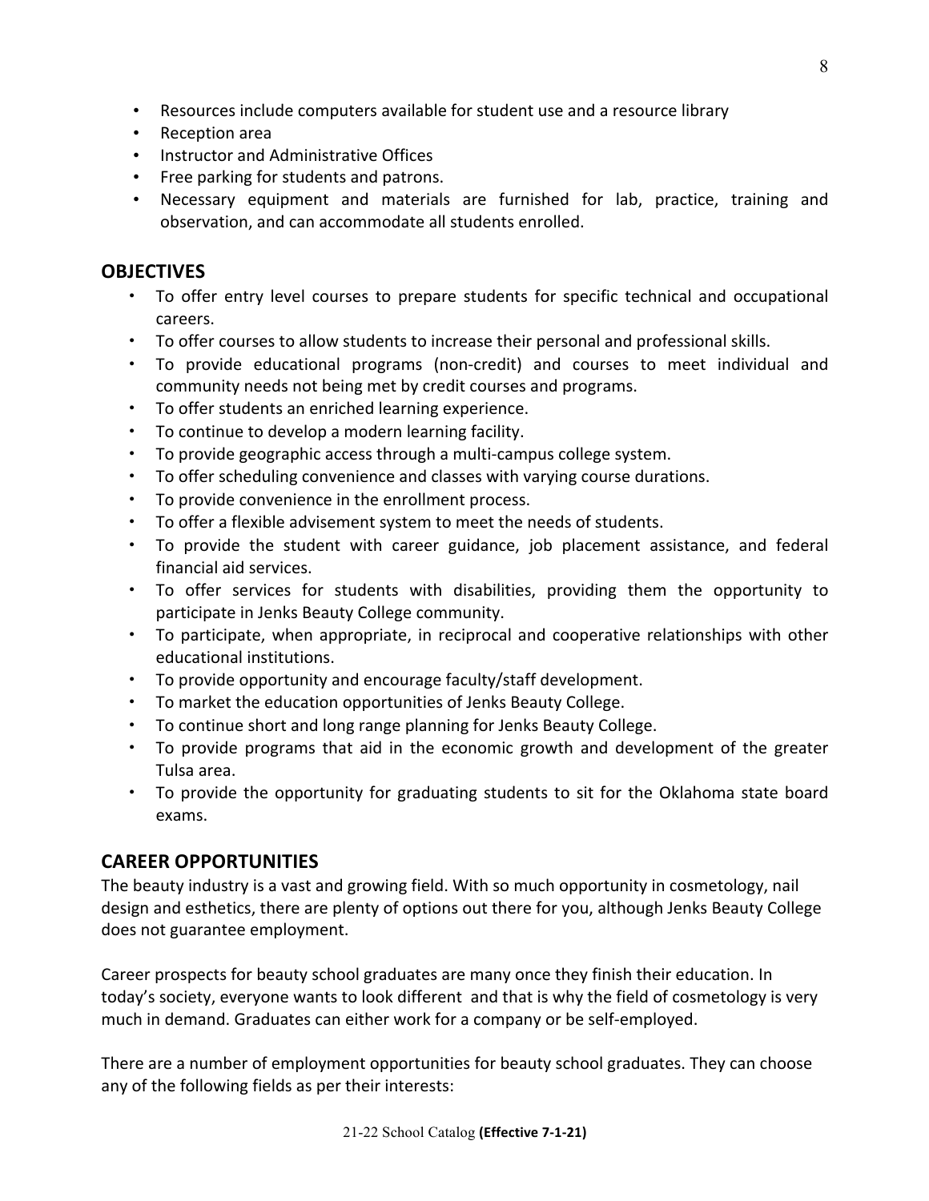- Resources include computers available for student use and a resource library
- Reception area
- Instructor and Administrative Offices
- Free parking for students and patrons.
- Necessary equipment and materials are furnished for lab, practice, training and observation, and can accommodate all students enrolled.

## OBJECTIVES

- To offer entry level courses to prepare students for specific technical and occupational careers.
- To offer courses to allow students to increase their personal and professional skills.
- To provide educational programs (non-credit) and courses to meet individual and community needs not being met by credit courses and programs.
- To offer students an enriched learning experience.
- To continue to develop a modern learning facility.
- To provide geographic access through a multi-campus college system.
- To offer scheduling convenience and classes with varying course durations.
- To provide convenience in the enrollment process.
- To offer a flexible advisement system to meet the needs of students.
- To provide the student with career guidance, job placement assistance, and federal financial aid services.
- To offer services for students with disabilities, providing them the opportunity to participate in Jenks Beauty College community.
- To participate, when appropriate, in reciprocal and cooperative relationships with other educational institutions.
- To provide opportunity and encourage faculty/staff development.
- To market the education opportunities of Jenks Beauty College.
- To continue short and long range planning for Jenks Beauty College.
- To provide programs that aid in the economic growth and development of the greater Tulsa area.
- To provide the opportunity for graduating students to sit for the Oklahoma state board exams.

## CAREER OPPORTUNITIES

The beauty industry is a vast and growing field. With so much opportunity in cosmetology, nail design and esthetics, there are plenty of options out there for you, although Jenks Beauty College does not guarantee employment.

Career prospects for beauty school graduates are many once they finish their education. In today's society, everyone wants to look different and that is why the field of cosmetology is very much in demand. Graduates can either work for a company or be self-employed.

There are a number of employment opportunities for beauty school graduates. They can choose any of the following fields as per their interests: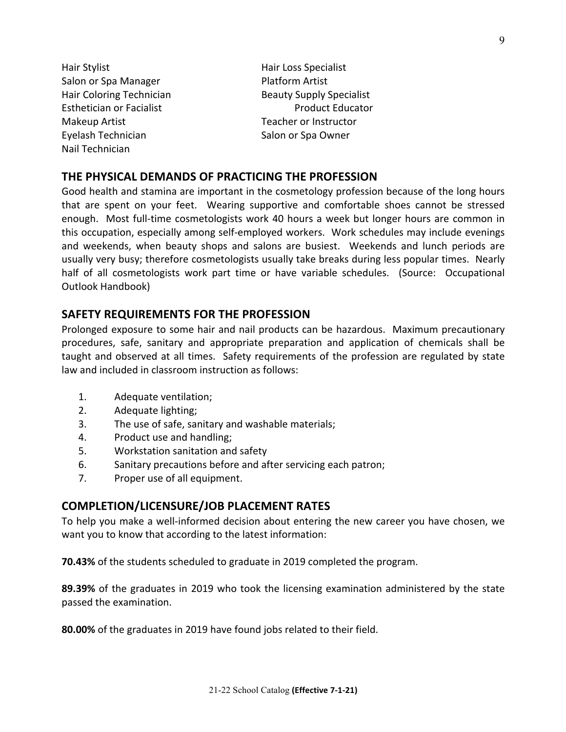Hair Stylist
Salon or Spa Manager
Hair Coloring Technician
Esthetician or Facialist
Makeup Artist
Eyelash Technician
Nail Technician
Hair Loss Specialist
Platform Artist
Beauty Supply Specialist
Product Educator
Teacher or Instructor
Salon or Spa Owner

## THE PHYSICAL DEMANDS OF PRACTICING THE PROFESSION

Good health and stamina are important in the cosmetology profession because of the long hours that are spent on your feet. Wearing supportive and comfortable shoes cannot be stressed enough. Most full-time cosmetologists work 40 hours a week but longer hours are common in this occupation, especially among self-employed workers. Work schedules may include evenings and weekends, when beauty shops and salons are busiest. Weekends and lunch periods are usually very busy; therefore cosmetologists usually take breaks during less popular times. Nearly half of all cosmetologists work part time or have variable schedules. (Source: Occupational Outlook Handbook)

## SAFETY REQUIREMENTS FOR THE PROFESSION

Prolonged exposure to some hair and nail products can be hazardous. Maximum precautionary procedures, safe, sanitary and appropriate preparation and application of chemicals shall be taught and observed at all times. Safety requirements of the profession are regulated by state law and included in classroom instruction as follows:

1. Adequate ventilation;
2. Adequate lighting;
3. The use of safe, sanitary and washable materials;
4. Product use and handling;
5. Workstation sanitation and safety
6. Sanitary precautions before and after servicing each patron;
7. Proper use of all equipment.

## COMPLETION/LICENSURE/JOB PLACEMENT RATES

To help you make a well-informed decision about entering the new career you have chosen, we want you to know that according to the latest information:

**70.43%** of the students scheduled to graduate in 2019 completed the program.

**89.39%** of the graduates in 2019 who took the licensing examination administered by the state passed the examination.

**80.00%** of the graduates in 2019 have found jobs related to their field.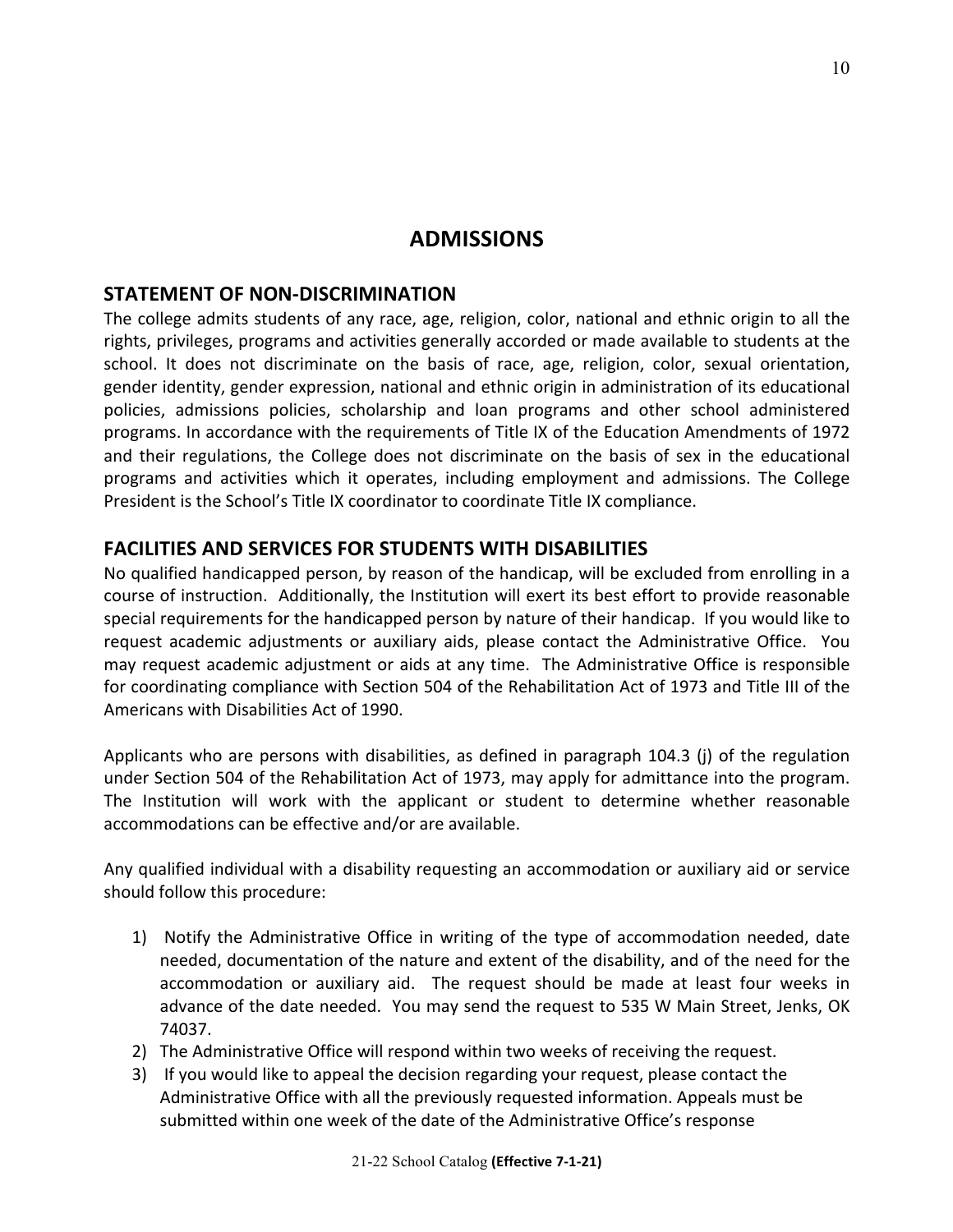# ADMISSIONS

## STATEMENT OF NON-DISCRIMINATION

The college admits students of any race, age, religion, color, national and ethnic origin to all the rights, privileges, programs and activities generally accorded or made available to students at the school. It does not discriminate on the basis of race, age, religion, color, sexual orientation, gender identity, gender expression, national and ethnic origin in administration of its educational policies, admissions policies, scholarship and loan programs and other school administered programs. In accordance with the requirements of Title IX of the Education Amendments of 1972 and their regulations, the College does not discriminate on the basis of sex in the educational programs and activities which it operates, including employment and admissions. The College President is the School's Title IX coordinator to coordinate Title IX compliance.

## FACILITIES AND SERVICES FOR STUDENTS WITH DISABILITIES

No qualified handicapped person, by reason of the handicap, will be excluded from enrolling in a course of instruction. Additionally, the Institution will exert its best effort to provide reasonable special requirements for the handicapped person by nature of their handicap. If you would like to request academic adjustments or auxiliary aids, please contact the Administrative Office. You may request academic adjustment or aids at any time. The Administrative Office is responsible for coordinating compliance with Section 504 of the Rehabilitation Act of 1973 and Title III of the Americans with Disabilities Act of 1990.

Applicants who are persons with disabilities, as defined in paragraph 104.3 (j) of the regulation under Section 504 of the Rehabilitation Act of 1973, may apply for admittance into the program. The Institution will work with the applicant or student to determine whether reasonable accommodations can be effective and/or are available.

Any qualified individual with a disability requesting an accommodation or auxiliary aid or service should follow this procedure:

1) Notify the Administrative Office in writing of the type of accommodation needed, date needed, documentation of the nature and extent of the disability, and of the need for the accommodation or auxiliary aid. The request should be made at least four weeks in advance of the date needed. You may send the request to 535 W Main Street, Jenks, OK 74037.
2) The Administrative Office will respond within two weeks of receiving the request.
3) If you would like to appeal the decision regarding your request, please contact the Administrative Office with all the previously requested information. Appeals must be submitted within one week of the date of the Administrative Office's response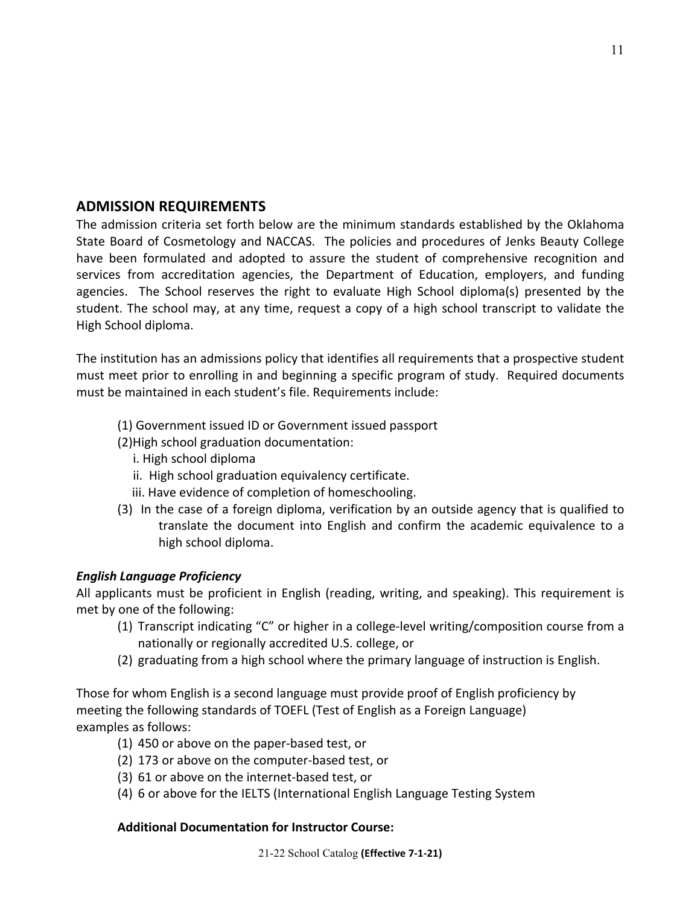## ADMISSION REQUIREMENTS

The admission criteria set forth below are the minimum standards established by the Oklahoma State Board of Cosmetology and NACCAS. The policies and procedures of Jenks Beauty College have been formulated and adopted to assure the student of comprehensive recognition and services from accreditation agencies, the Department of Education, employers, and funding agencies. The School reserves the right to evaluate High School diploma(s) presented by the student. The school may, at any time, request a copy of a high school transcript to validate the High School diploma.

The institution has an admissions policy that identifies all requirements that a prospective student must meet prior to enrolling in and beginning a specific program of study. Required documents must be maintained in each student's file. Requirements include:

(1) Government issued ID or Government issued passport
(2)High school graduation documentation:
  i. High school diploma
  ii. High school graduation equivalency certificate.
  iii. Have evidence of completion of homeschooling.
(3) In the case of a foreign diploma, verification by an outside agency that is qualified to translate the document into English and confirm the academic equivalence to a high school diploma.

***English Language Proficiency***

All applicants must be proficient in English (reading, writing, and speaking). This requirement is met by one of the following:

(1) Transcript indicating "C" or higher in a college-level writing/composition course from a nationally or regionally accredited U.S. college, or
(2) graduating from a high school where the primary language of instruction is English.

Those for whom English is a second language must provide proof of English proficiency by meeting the following standards of TOEFL (Test of English as a Foreign Language) examples as follows:

(1) 450 or above on the paper-based test, or
(2) 173 or above on the computer-based test, or
(3) 61 or above on the internet-based test, or
(4) 6 or above for the IELTS (International English Language Testing System

**Additional Documentation for Instructor Course:**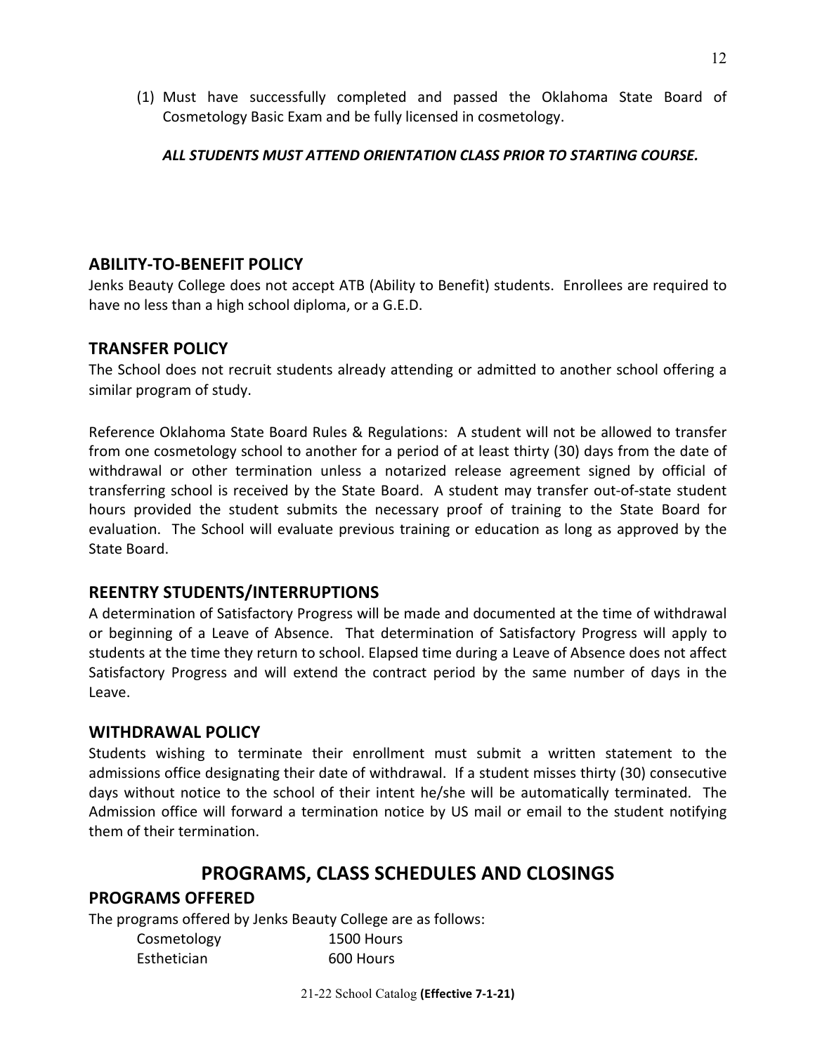(1) Must have successfully completed and passed the Oklahoma State Board of Cosmetology Basic Exam and be fully licensed in cosmetology.

***ALL STUDENTS MUST ATTEND ORIENTATION CLASS PRIOR TO STARTING COURSE.***

## ABILITY-TO-BENEFIT POLICY

Jenks Beauty College does not accept ATB (Ability to Benefit) students. Enrollees are required to have no less than a high school diploma, or a G.E.D.

## TRANSFER POLICY

The School does not recruit students already attending or admitted to another school offering a similar program of study.

Reference Oklahoma State Board Rules & Regulations: A student will not be allowed to transfer from one cosmetology school to another for a period of at least thirty (30) days from the date of withdrawal or other termination unless a notarized release agreement signed by official of transferring school is received by the State Board. A student may transfer out-of-state student hours provided the student submits the necessary proof of training to the State Board for evaluation. The School will evaluate previous training or education as long as approved by the State Board.

## REENTRY STUDENTS/INTERRUPTIONS

A determination of Satisfactory Progress will be made and documented at the time of withdrawal or beginning of a Leave of Absence. That determination of Satisfactory Progress will apply to students at the time they return to school. Elapsed time during a Leave of Absence does not affect Satisfactory Progress and will extend the contract period by the same number of days in the Leave.

## WITHDRAWAL POLICY

Students wishing to terminate their enrollment must submit a written statement to the admissions office designating their date of withdrawal. If a student misses thirty (30) consecutive days without notice to the school of their intent he/she will be automatically terminated. The Admission office will forward a termination notice by US mail or email to the student notifying them of their termination.

# PROGRAMS, CLASS SCHEDULES AND CLOSINGS

## PROGRAMS OFFERED

The programs offered by Jenks Beauty College are as follows:

| Program | Hours |
|---|---|
| Cosmetology | 1500 Hours |
| Esthetician | 600 Hours |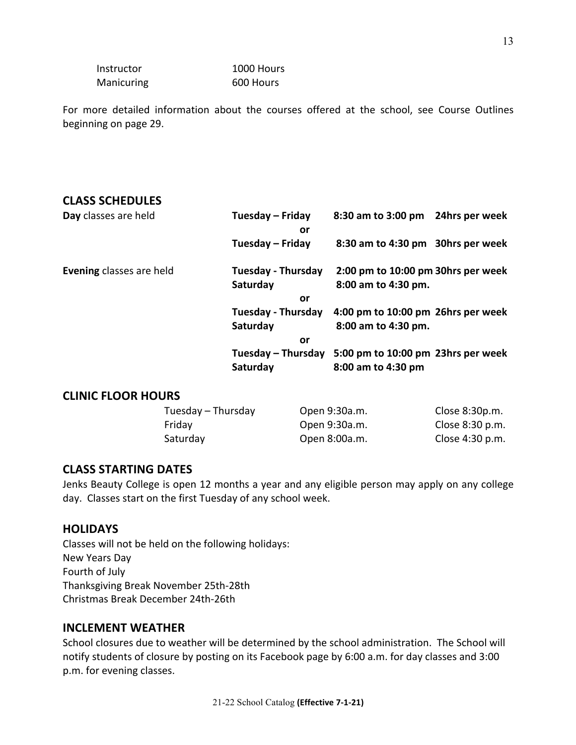| | |
|---|---|
| Instructor | 1000 Hours |
| Manicuring | 600 Hours |

For more detailed information about the courses offered at the school, see Course Outlines beginning on page 29.

## CLASS SCHEDULES

| | | | |
|---|---|---|---|
| **Day** classes are held | **Tuesday – Friday** | **8:30 am to 3:00 pm** | **24hrs per week** |
| | **or** | | |
| | **Tuesday – Friday** | **8:30 am to 4:30 pm** | **30hrs per week** |
| **Evening** classes are held | **Tuesday - Thursday** | **2:00 pm to 10:00 pm** | **30hrs per week** |
| | **Saturday** | **8:00 am to 4:30 pm.** | |
| | **or** | | |
| | **Tuesday - Thursday** | **4:00 pm to 10:00 pm** | **26hrs per week** |
| | **Saturday** | **8:00 am to 4:30 pm.** | |
| | **or** | | |
| | **Tuesday – Thursday** | **5:00 pm to 10:00 pm** | **23hrs per week** |
| | **Saturday** | **8:00 am to 4:30 pm** | |

## CLINIC FLOOR HOURS

| | | |
|---|---|---|
| Tuesday – Thursday | Open 9:30a.m. | Close 8:30p.m. |
| Friday | Open 9:30a.m. | Close 8:30 p.m. |
| Saturday | Open 8:00a.m. | Close 4:30 p.m. |

## CLASS STARTING DATES

Jenks Beauty College is open 12 months a year and any eligible person may apply on any college day. Classes start on the first Tuesday of any school week.

## HOLIDAYS

Classes will not be held on the following holidays:
New Years Day
Fourth of July
Thanksgiving Break November 25th-28th
Christmas Break December 24th-26th

## INCLEMENT WEATHER

School closures due to weather will be determined by the school administration. The School will notify students of closure by posting on its Facebook page by 6:00 a.m. for day classes and 3:00 p.m. for evening classes.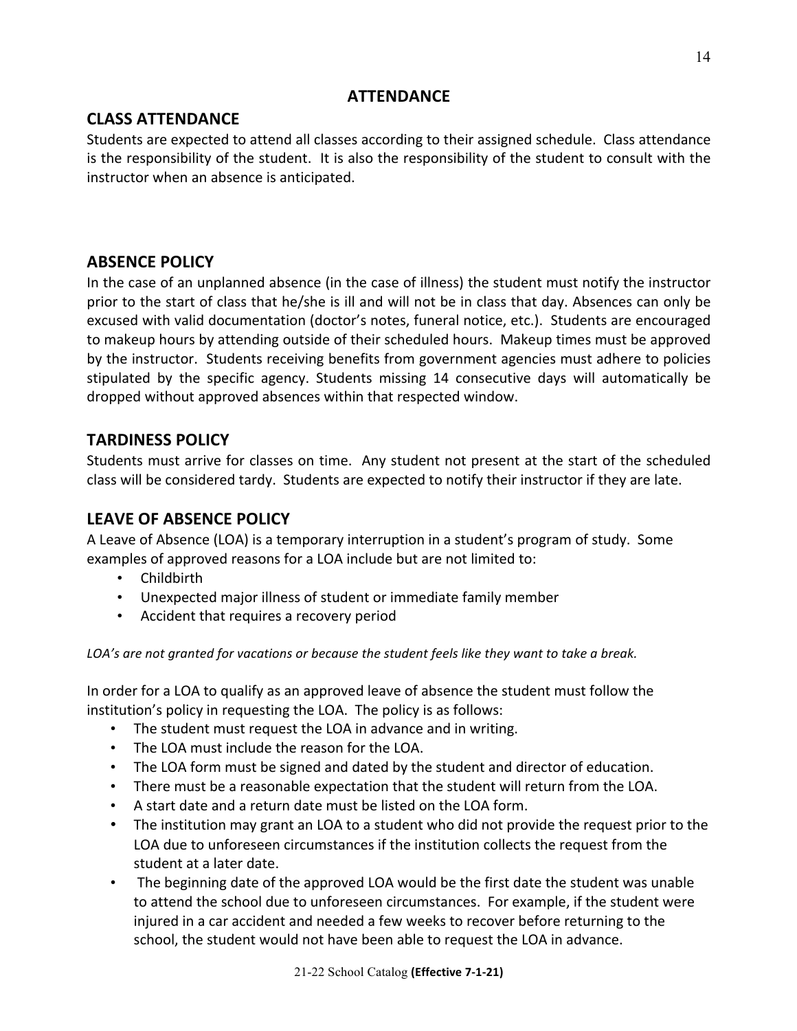# ATTENDANCE

## CLASS ATTENDANCE

Students are expected to attend all classes according to their assigned schedule. Class attendance is the responsibility of the student. It is also the responsibility of the student to consult with the instructor when an absence is anticipated.

## ABSENCE POLICY

In the case of an unplanned absence (in the case of illness) the student must notify the instructor prior to the start of class that he/she is ill and will not be in class that day. Absences can only be excused with valid documentation (doctor's notes, funeral notice, etc.). Students are encouraged to makeup hours by attending outside of their scheduled hours. Makeup times must be approved by the instructor. Students receiving benefits from government agencies must adhere to policies stipulated by the specific agency. Students missing 14 consecutive days will automatically be dropped without approved absences within that respected window.

## TARDINESS POLICY

Students must arrive for classes on time. Any student not present at the start of the scheduled class will be considered tardy. Students are expected to notify their instructor if they are late.

## LEAVE OF ABSENCE POLICY

A Leave of Absence (LOA) is a temporary interruption in a student's program of study. Some examples of approved reasons for a LOA include but are not limited to:

- Childbirth
- Unexpected major illness of student or immediate family member
- Accident that requires a recovery period

*LOA's are not granted for vacations or because the student feels like they want to take a break.*

In order for a LOA to qualify as an approved leave of absence the student must follow the institution's policy in requesting the LOA. The policy is as follows:

- The student must request the LOA in advance and in writing.
- The LOA must include the reason for the LOA.
- The LOA form must be signed and dated by the student and director of education.
- There must be a reasonable expectation that the student will return from the LOA.
- A start date and a return date must be listed on the LOA form.
- The institution may grant an LOA to a student who did not provide the request prior to the LOA due to unforeseen circumstances if the institution collects the request from the student at a later date.
- The beginning date of the approved LOA would be the first date the student was unable to attend the school due to unforeseen circumstances. For example, if the student were injured in a car accident and needed a few weeks to recover before returning to the school, the student would not have been able to request the LOA in advance.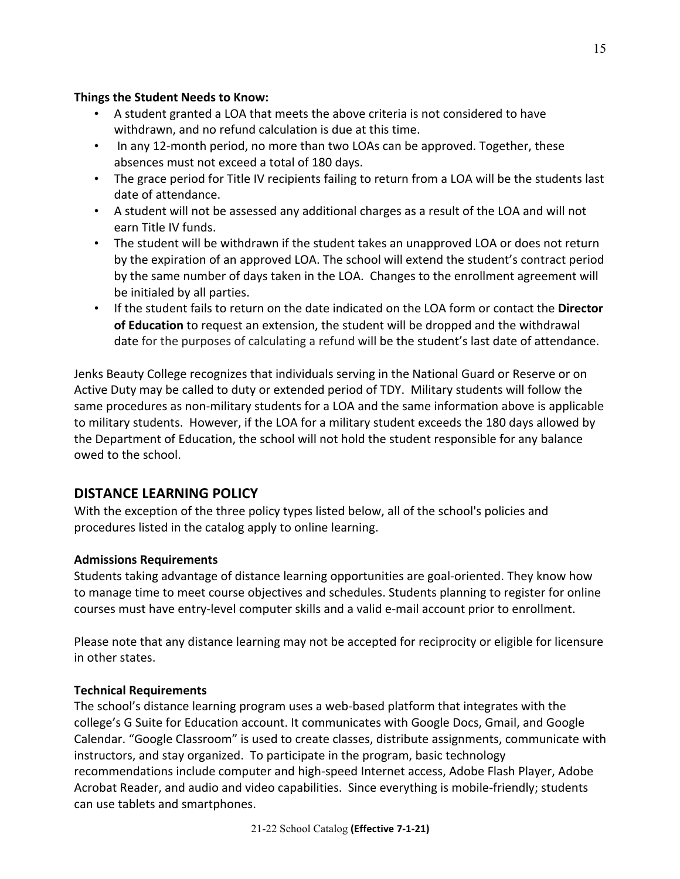**Things the Student Needs to Know:**

- A student granted a LOA that meets the above criteria is not considered to have withdrawn, and no refund calculation is due at this time.
- In any 12-month period, no more than two LOAs can be approved. Together, these absences must not exceed a total of 180 days.
- The grace period for Title IV recipients failing to return from a LOA will be the students last date of attendance.
- A student will not be assessed any additional charges as a result of the LOA and will not earn Title IV funds.
- The student will be withdrawn if the student takes an unapproved LOA or does not return by the expiration of an approved LOA. The school will extend the student's contract period by the same number of days taken in the LOA. Changes to the enrollment agreement will be initialed by all parties.
- If the student fails to return on the date indicated on the LOA form or contact the **Director of Education** to request an extension, the student will be dropped and the withdrawal date for the purposes of calculating a refund will be the student's last date of attendance.

Jenks Beauty College recognizes that individuals serving in the National Guard or Reserve or on Active Duty may be called to duty or extended period of TDY. Military students will follow the same procedures as non-military students for a LOA and the same information above is applicable to military students. However, if the LOA for a military student exceeds the 180 days allowed by the Department of Education, the school will not hold the student responsible for any balance owed to the school.

## DISTANCE LEARNING POLICY

With the exception of the three policy types listed below, all of the school's policies and procedures listed in the catalog apply to online learning.

**Admissions Requirements**

Students taking advantage of distance learning opportunities are goal-oriented. They know how to manage time to meet course objectives and schedules. Students planning to register for online courses must have entry-level computer skills and a valid e-mail account prior to enrollment.

Please note that any distance learning may not be accepted for reciprocity or eligible for licensure in other states.

**Technical Requirements**

The school's distance learning program uses a web-based platform that integrates with the college's G Suite for Education account. It communicates with Google Docs, Gmail, and Google Calendar. "Google Classroom" is used to create classes, distribute assignments, communicate with instructors, and stay organized. To participate in the program, basic technology recommendations include computer and high-speed Internet access, Adobe Flash Player, Adobe Acrobat Reader, and audio and video capabilities. Since everything is mobile-friendly; students can use tablets and smartphones.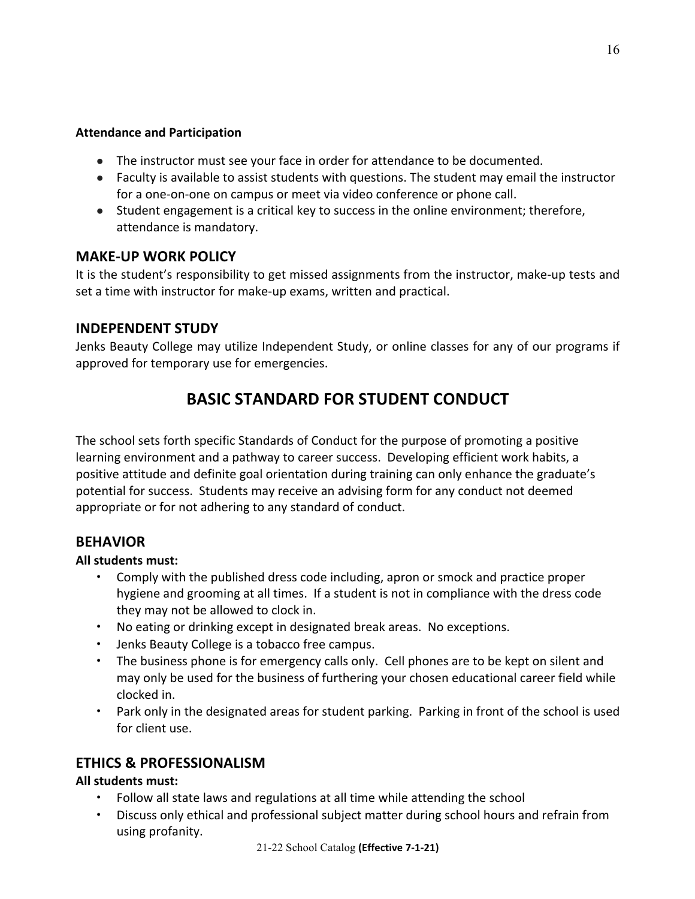**Attendance and Participation**

- The instructor must see your face in order for attendance to be documented.
- Faculty is available to assist students with questions. The student may email the instructor for a one-on-one on campus or meet via video conference or phone call.
- Student engagement is a critical key to success in the online environment; therefore, attendance is mandatory.

## MAKE-UP WORK POLICY

It is the student's responsibility to get missed assignments from the instructor, make-up tests and set a time with instructor for make-up exams, written and practical.

## INDEPENDENT STUDY

Jenks Beauty College may utilize Independent Study, or online classes for any of our programs if approved for temporary use for emergencies.

# BASIC STANDARD FOR STUDENT CONDUCT

The school sets forth specific Standards of Conduct for the purpose of promoting a positive learning environment and a pathway to career success. Developing efficient work habits, a positive attitude and definite goal orientation during training can only enhance the graduate's potential for success. Students may receive an advising form for any conduct not deemed appropriate or for not adhering to any standard of conduct.

## BEHAVIOR

**All students must:**

- Comply with the published dress code including, apron or smock and practice proper hygiene and grooming at all times. If a student is not in compliance with the dress code they may not be allowed to clock in.
- No eating or drinking except in designated break areas. No exceptions.
- Jenks Beauty College is a tobacco free campus.
- The business phone is for emergency calls only. Cell phones are to be kept on silent and may only be used for the business of furthering your chosen educational career field while clocked in.
- Park only in the designated areas for student parking. Parking in front of the school is used for client use.

## ETHICS & PROFESSIONALISM

**All students must:**

- Follow all state laws and regulations at all time while attending the school
- Discuss only ethical and professional subject matter during school hours and refrain from using profanity.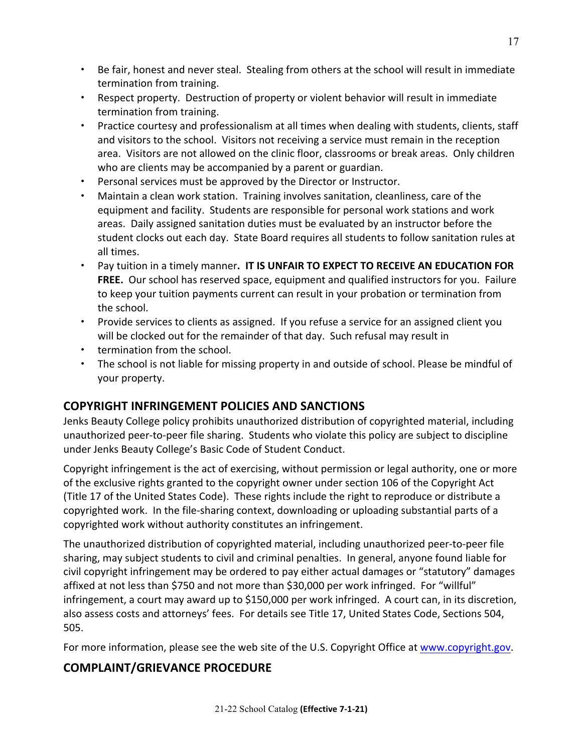- Be fair, honest and never steal. Stealing from others at the school will result in immediate termination from training.
- Respect property. Destruction of property or violent behavior will result in immediate termination from training.
- Practice courtesy and professionalism at all times when dealing with students, clients, staff and visitors to the school. Visitors not receiving a service must remain in the reception area. Visitors are not allowed on the clinic floor, classrooms or break areas. Only children who are clients may be accompanied by a parent or guardian.
- Personal services must be approved by the Director or Instructor.
- Maintain a clean work station. Training involves sanitation, cleanliness, care of the equipment and facility. Students are responsible for personal work stations and work areas. Daily assigned sanitation duties must be evaluated by an instructor before the student clocks out each day. State Board requires all students to follow sanitation rules at all times.
- Pay tuition in a timely manner**. IT IS UNFAIR TO EXPECT TO RECEIVE AN EDUCATION FOR FREE.** Our school has reserved space, equipment and qualified instructors for you. Failure to keep your tuition payments current can result in your probation or termination from the school.
- Provide services to clients as assigned. If you refuse a service for an assigned client you will be clocked out for the remainder of that day. Such refusal may result in
- termination from the school.
- The school is not liable for missing property in and outside of school. Please be mindful of your property.

## COPYRIGHT INFRINGEMENT POLICIES AND SANCTIONS

Jenks Beauty College policy prohibits unauthorized distribution of copyrighted material, including unauthorized peer-to-peer file sharing. Students who violate this policy are subject to discipline under Jenks Beauty College's Basic Code of Student Conduct.

Copyright infringement is the act of exercising, without permission or legal authority, one or more of the exclusive rights granted to the copyright owner under section 106 of the Copyright Act (Title 17 of the United States Code). These rights include the right to reproduce or distribute a copyrighted work. In the file-sharing context, downloading or uploading substantial parts of a copyrighted work without authority constitutes an infringement.

The unauthorized distribution of copyrighted material, including unauthorized peer-to-peer file sharing, may subject students to civil and criminal penalties. In general, anyone found liable for civil copyright infringement may be ordered to pay either actual damages or "statutory" damages affixed at not less than $750 and not more than $30,000 per work infringed. For "willful" infringement, a court may award up to $150,000 per work infringed. A court can, in its discretion, also assess costs and attorneys' fees. For details see Title 17, United States Code, Sections 504, 505.

For more information, please see the web site of the U.S. Copyright Office at [www.copyright.gov](http://www.copyright.gov).

## COMPLAINT/GRIEVANCE PROCEDURE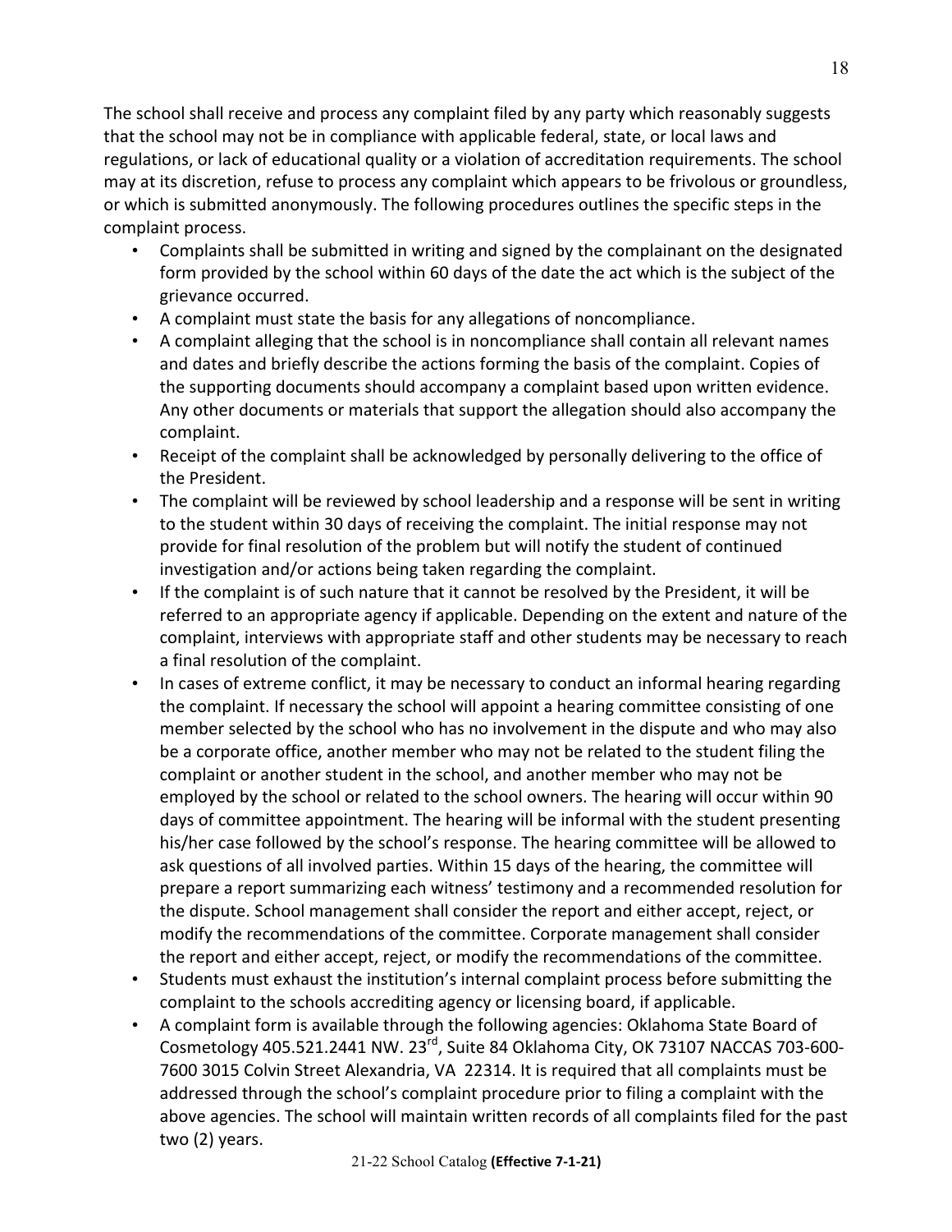The school shall receive and process any complaint filed by any party which reasonably suggests that the school may not be in compliance with applicable federal, state, or local laws and regulations, or lack of educational quality or a violation of accreditation requirements. The school may at its discretion, refuse to process any complaint which appears to be frivolous or groundless, or which is submitted anonymously. The following procedures outlines the specific steps in the complaint process.

- Complaints shall be submitted in writing and signed by the complainant on the designated form provided by the school within 60 days of the date the act which is the subject of the grievance occurred.
- A complaint must state the basis for any allegations of noncompliance.
- A complaint alleging that the school is in noncompliance shall contain all relevant names and dates and briefly describe the actions forming the basis of the complaint. Copies of the supporting documents should accompany a complaint based upon written evidence. Any other documents or materials that support the allegation should also accompany the complaint.
- Receipt of the complaint shall be acknowledged by personally delivering to the office of the President.
- The complaint will be reviewed by school leadership and a response will be sent in writing to the student within 30 days of receiving the complaint. The initial response may not provide for final resolution of the problem but will notify the student of continued investigation and/or actions being taken regarding the complaint.
- If the complaint is of such nature that it cannot be resolved by the President, it will be referred to an appropriate agency if applicable. Depending on the extent and nature of the complaint, interviews with appropriate staff and other students may be necessary to reach a final resolution of the complaint.
- In cases of extreme conflict, it may be necessary to conduct an informal hearing regarding the complaint. If necessary the school will appoint a hearing committee consisting of one member selected by the school who has no involvement in the dispute and who may also be a corporate office, another member who may not be related to the student filing the complaint or another student in the school, and another member who may not be employed by the school or related to the school owners. The hearing will occur within 90 days of committee appointment. The hearing will be informal with the student presenting his/her case followed by the school's response. The hearing committee will be allowed to ask questions of all involved parties. Within 15 days of the hearing, the committee will prepare a report summarizing each witness' testimony and a recommended resolution for the dispute. School management shall consider the report and either accept, reject, or modify the recommendations of the committee. Corporate management shall consider the report and either accept, reject, or modify the recommendations of the committee.
- Students must exhaust the institution's internal complaint process before submitting the complaint to the schools accrediting agency or licensing board, if applicable.
- A complaint form is available through the following agencies: Oklahoma State Board of Cosmetology 405.521.2441 NW. 23rd, Suite 84 Oklahoma City, OK 73107 NACCAS 703-600-7600 3015 Colvin Street Alexandria, VA 22314. It is required that all complaints must be addressed through the school's complaint procedure prior to filing a complaint with the above agencies. The school will maintain written records of all complaints filed for the past two (2) years.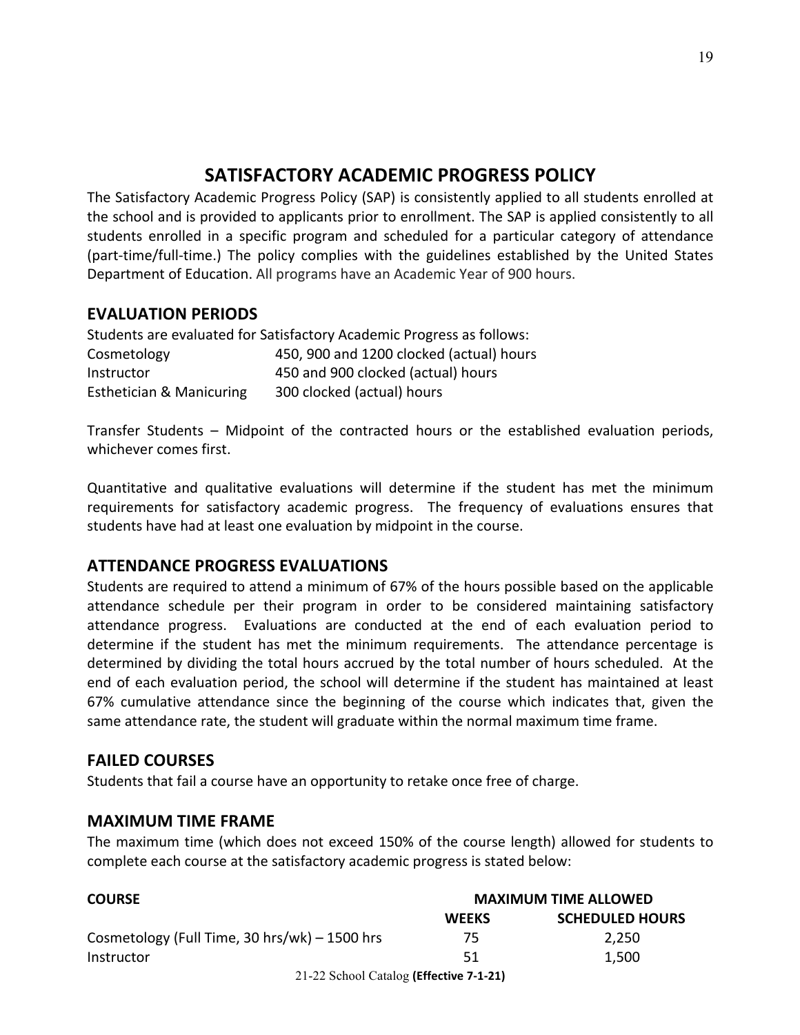# SATISFACTORY ACADEMIC PROGRESS POLICY

The Satisfactory Academic Progress Policy (SAP) is consistently applied to all students enrolled at the school and is provided to applicants prior to enrollment. The SAP is applied consistently to all students enrolled in a specific program and scheduled for a particular category of attendance (part-time/full-time.) The policy complies with the guidelines established by the United States Department of Education. All programs have an Academic Year of 900 hours.

## EVALUATION PERIODS

Students are evaluated for Satisfactory Academic Progress as follows:

| | |
|---|---|
| Cosmetology | 450, 900 and 1200 clocked (actual) hours |
| Instructor | 450 and 900 clocked (actual) hours |
| Esthetician & Manicuring | 300 clocked (actual) hours |

Transfer Students – Midpoint of the contracted hours or the established evaluation periods, whichever comes first.

Quantitative and qualitative evaluations will determine if the student has met the minimum requirements for satisfactory academic progress. The frequency of evaluations ensures that students have had at least one evaluation by midpoint in the course.

## ATTENDANCE PROGRESS EVALUATIONS

Students are required to attend a minimum of 67% of the hours possible based on the applicable attendance schedule per their program in order to be considered maintaining satisfactory attendance progress. Evaluations are conducted at the end of each evaluation period to determine if the student has met the minimum requirements. The attendance percentage is determined by dividing the total hours accrued by the total number of hours scheduled. At the end of each evaluation period, the school will determine if the student has maintained at least 67% cumulative attendance since the beginning of the course which indicates that, given the same attendance rate, the student will graduate within the normal maximum time frame.

## FAILED COURSES

Students that fail a course have an opportunity to retake once free of charge.

## MAXIMUM TIME FRAME

The maximum time (which does not exceed 150% of the course length) allowed for students to complete each course at the satisfactory academic progress is stated below:

| COURSE | MAXIMUM TIME ALLOWED | |
|---|---|---|
| | WEEKS | SCHEDULED HOURS |
| Cosmetology (Full Time, 30 hrs/wk) – 1500 hrs | 75 | 2,250 |
| Instructor | 51 | 1,500 |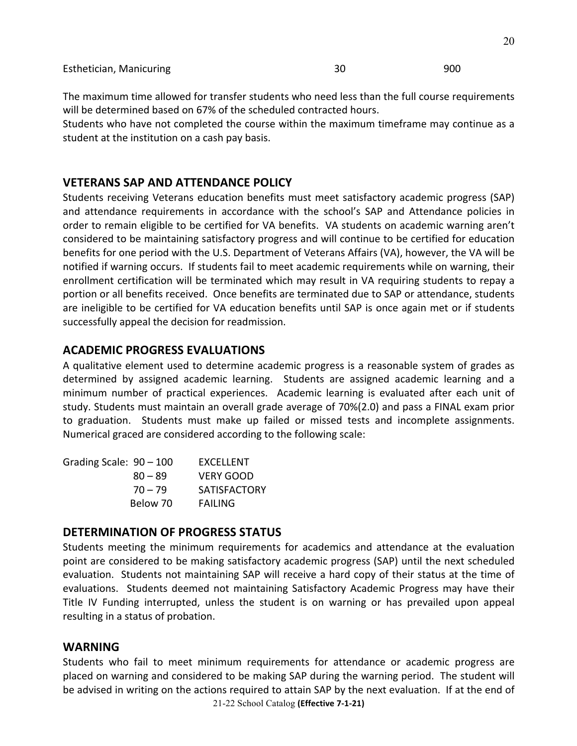| Esthetician, Manicuring | 30 | 900 |
|---|---|---|

The maximum time allowed for transfer students who need less than the full course requirements will be determined based on 67% of the scheduled contracted hours.
Students who have not completed the course within the maximum timeframe may continue as a student at the institution on a cash pay basis.

## VETERANS SAP AND ATTENDANCE POLICY

Students receiving Veterans education benefits must meet satisfactory academic progress (SAP) and attendance requirements in accordance with the school's SAP and Attendance policies in order to remain eligible to be certified for VA benefits. VA students on academic warning aren't considered to be maintaining satisfactory progress and will continue to be certified for education benefits for one period with the U.S. Department of Veterans Affairs (VA), however, the VA will be notified if warning occurs. If students fail to meet academic requirements while on warning, their enrollment certification will be terminated which may result in VA requiring students to repay a portion or all benefits received. Once benefits are terminated due to SAP or attendance, students are ineligible to be certified for VA education benefits until SAP is once again met or if students successfully appeal the decision for readmission.

## ACADEMIC PROGRESS EVALUATIONS

A qualitative element used to determine academic progress is a reasonable system of grades as determined by assigned academic learning. Students are assigned academic learning and a minimum number of practical experiences. Academic learning is evaluated after each unit of study. Students must maintain an overall grade average of 70%(2.0) and pass a FINAL exam prior to graduation. Students must make up failed or missed tests and incomplete assignments. Numerical graced are considered according to the following scale:

| Grading Scale: | | |
|---|---|---|
| | 90 – 100 | EXCELLENT |
| | 80 – 89 | VERY GOOD |
| | 70 – 79 | SATISFACTORY |
| | Below 70 | FAILING |

## DETERMINATION OF PROGRESS STATUS

Students meeting the minimum requirements for academics and attendance at the evaluation point are considered to be making satisfactory academic progress (SAP) until the next scheduled evaluation. Students not maintaining SAP will receive a hard copy of their status at the time of evaluations. Students deemed not maintaining Satisfactory Academic Progress may have their Title IV Funding interrupted, unless the student is on warning or has prevailed upon appeal resulting in a status of probation.

## WARNING

Students who fail to meet minimum requirements for attendance or academic progress are placed on warning and considered to be making SAP during the warning period. The student will be advised in writing on the actions required to attain SAP by the next evaluation. If at the end of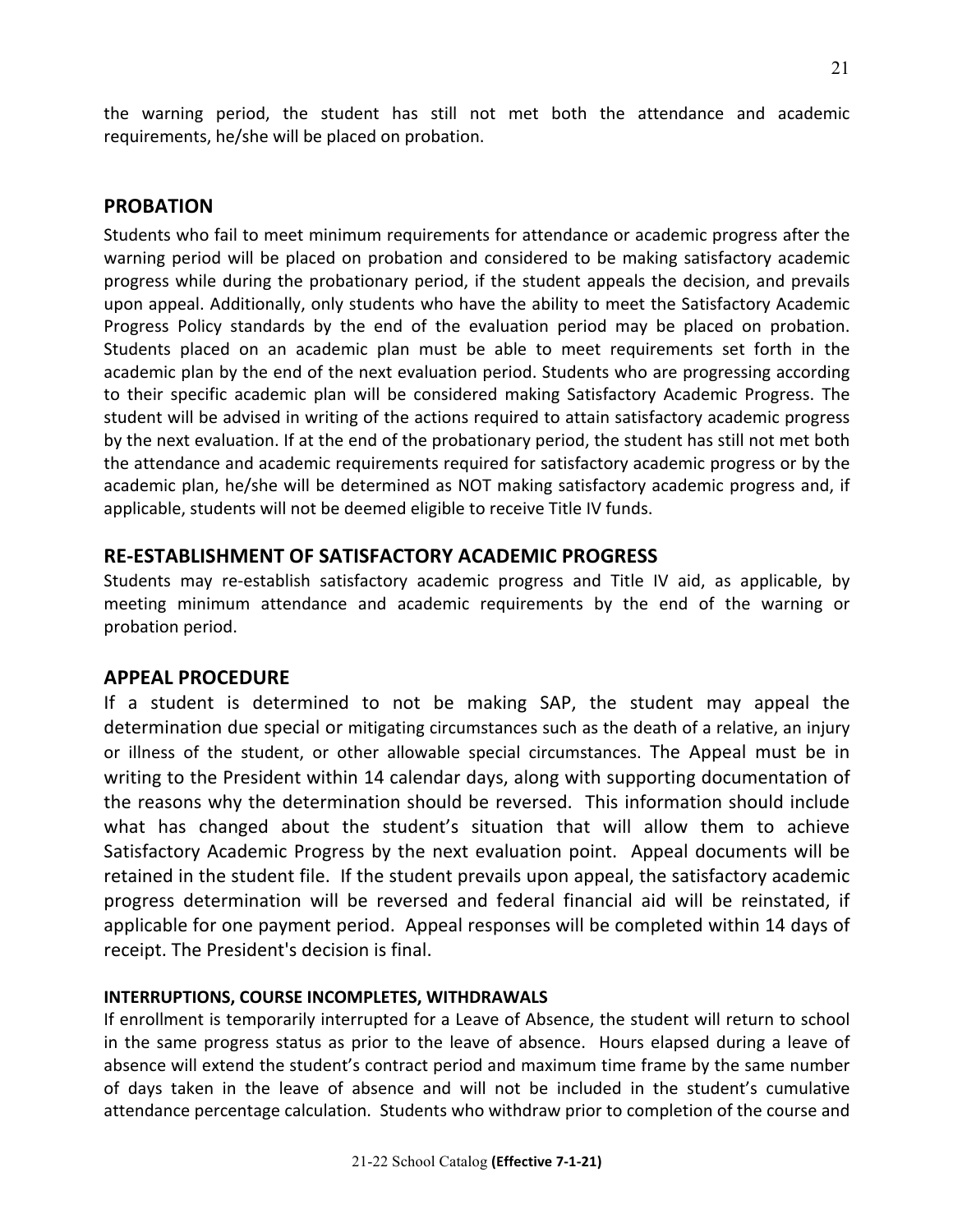the warning period, the student has still not met both the attendance and academic requirements, he/she will be placed on probation.

## PROBATION

Students who fail to meet minimum requirements for attendance or academic progress after the warning period will be placed on probation and considered to be making satisfactory academic progress while during the probationary period, if the student appeals the decision, and prevails upon appeal. Additionally, only students who have the ability to meet the Satisfactory Academic Progress Policy standards by the end of the evaluation period may be placed on probation. Students placed on an academic plan must be able to meet requirements set forth in the academic plan by the end of the next evaluation period. Students who are progressing according to their specific academic plan will be considered making Satisfactory Academic Progress. The student will be advised in writing of the actions required to attain satisfactory academic progress by the next evaluation. If at the end of the probationary period, the student has still not met both the attendance and academic requirements required for satisfactory academic progress or by the academic plan, he/she will be determined as NOT making satisfactory academic progress and, if applicable, students will not be deemed eligible to receive Title IV funds.

## RE-ESTABLISHMENT OF SATISFACTORY ACADEMIC PROGRESS

Students may re-establish satisfactory academic progress and Title IV aid, as applicable, by meeting minimum attendance and academic requirements by the end of the warning or probation period.

## APPEAL PROCEDURE

If a student is determined to not be making SAP, the student may appeal the determination due special or mitigating circumstances such as the death of a relative, an injury or illness of the student, or other allowable special circumstances. The Appeal must be in writing to the President within 14 calendar days, along with supporting documentation of the reasons why the determination should be reversed. This information should include what has changed about the student's situation that will allow them to achieve Satisfactory Academic Progress by the next evaluation point. Appeal documents will be retained in the student file. If the student prevails upon appeal, the satisfactory academic progress determination will be reversed and federal financial aid will be reinstated, if applicable for one payment period. Appeal responses will be completed within 14 days of receipt. The President's decision is final.

#### INTERRUPTIONS, COURSE INCOMPLETES, WITHDRAWALS

If enrollment is temporarily interrupted for a Leave of Absence, the student will return to school in the same progress status as prior to the leave of absence. Hours elapsed during a leave of absence will extend the student's contract period and maximum time frame by the same number of days taken in the leave of absence and will not be included in the student's cumulative attendance percentage calculation. Students who withdraw prior to completion of the course and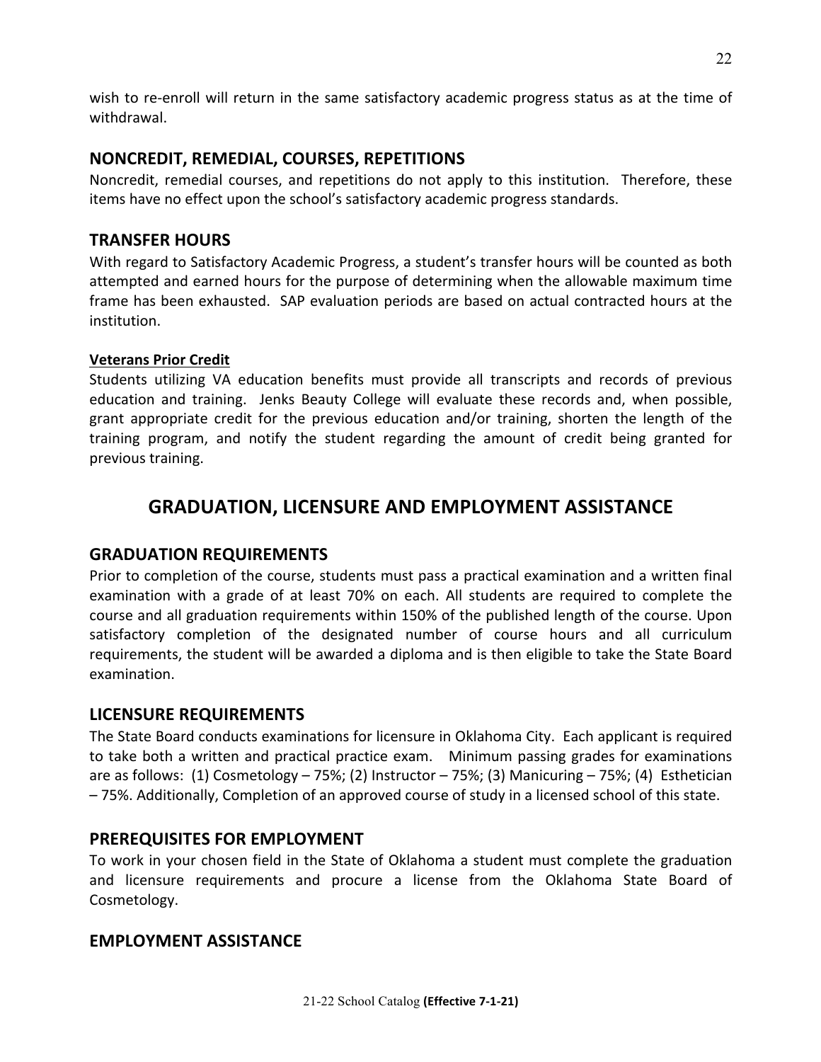wish to re-enroll will return in the same satisfactory academic progress status as at the time of withdrawal.

## NONCREDIT, REMEDIAL, COURSES, REPETITIONS

Noncredit, remedial courses, and repetitions do not apply to this institution. Therefore, these items have no effect upon the school's satisfactory academic progress standards.

## TRANSFER HOURS

With regard to Satisfactory Academic Progress, a student's transfer hours will be counted as both attempted and earned hours for the purpose of determining when the allowable maximum time frame has been exhausted. SAP evaluation periods are based on actual contracted hours at the institution.

### Veterans Prior Credit

Students utilizing VA education benefits must provide all transcripts and records of previous education and training. Jenks Beauty College will evaluate these records and, when possible, grant appropriate credit for the previous education and/or training, shorten the length of the training program, and notify the student regarding the amount of credit being granted for previous training.

# GRADUATION, LICENSURE AND EMPLOYMENT ASSISTANCE

## GRADUATION REQUIREMENTS

Prior to completion of the course, students must pass a practical examination and a written final examination with a grade of at least 70% on each. All students are required to complete the course and all graduation requirements within 150% of the published length of the course. Upon satisfactory completion of the designated number of course hours and all curriculum requirements, the student will be awarded a diploma and is then eligible to take the State Board examination.

## LICENSURE REQUIREMENTS

The State Board conducts examinations for licensure in Oklahoma City. Each applicant is required to take both a written and practical practice exam. Minimum passing grades for examinations are as follows: (1) Cosmetology – 75%; (2) Instructor – 75%; (3) Manicuring – 75%; (4) Esthetician – 75%. Additionally, Completion of an approved course of study in a licensed school of this state.

## PREREQUISITES FOR EMPLOYMENT

To work in your chosen field in the State of Oklahoma a student must complete the graduation and licensure requirements and procure a license from the Oklahoma State Board of Cosmetology.

## EMPLOYMENT ASSISTANCE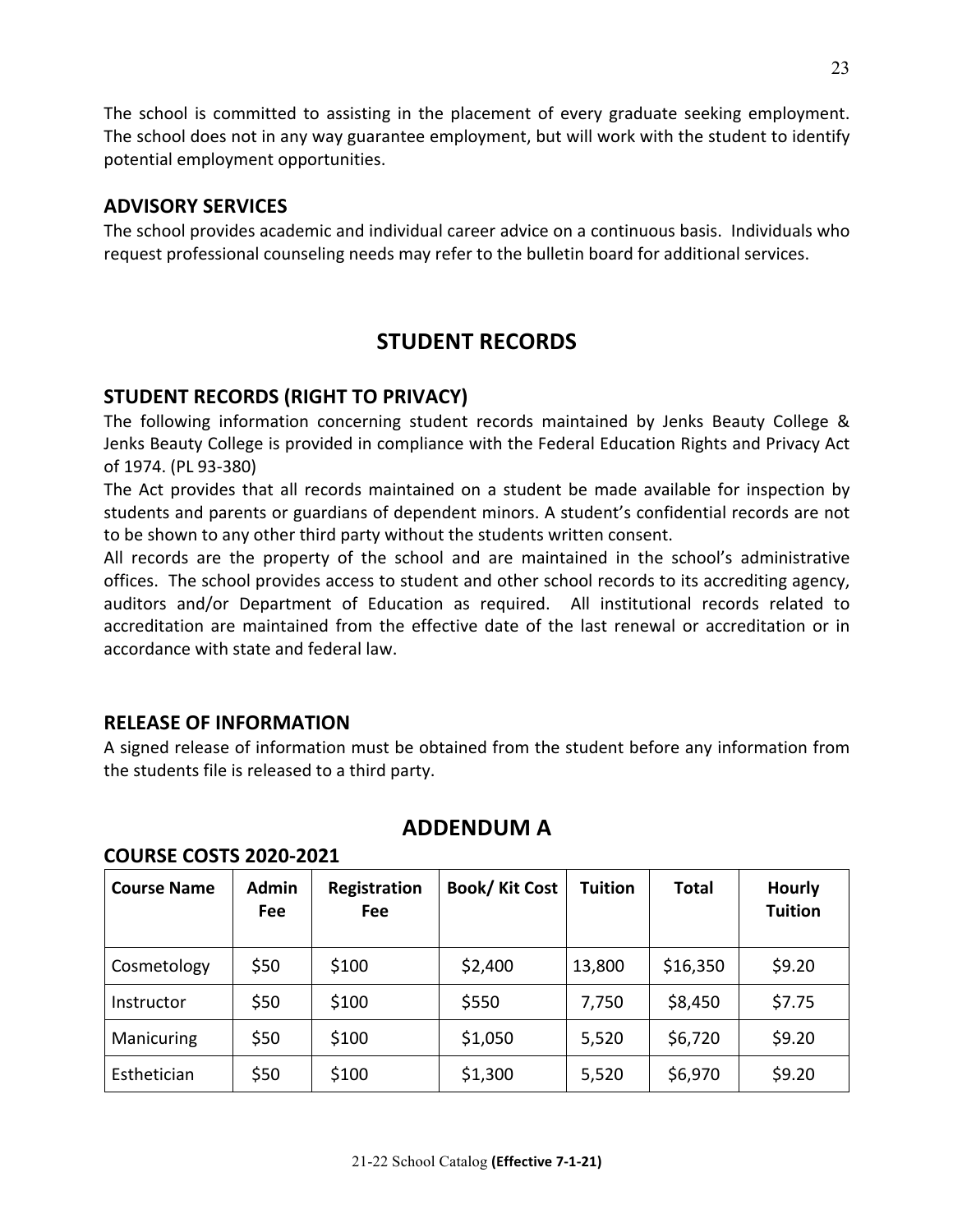The school is committed to assisting in the placement of every graduate seeking employment. The school does not in any way guarantee employment, but will work with the student to identify potential employment opportunities.

### ADVISORY SERVICES

The school provides academic and individual career advice on a continuous basis. Individuals who request professional counseling needs may refer to the bulletin board for additional services.

## STUDENT RECORDS

### STUDENT RECORDS (RIGHT TO PRIVACY)

The following information concerning student records maintained by Jenks Beauty College & Jenks Beauty College is provided in compliance with the Federal Education Rights and Privacy Act of 1974. (PL 93-380)

The Act provides that all records maintained on a student be made available for inspection by students and parents or guardians of dependent minors. A student's confidential records are not to be shown to any other third party without the students written consent.

All records are the property of the school and are maintained in the school's administrative offices. The school provides access to student and other school records to its accrediting agency, auditors and/or Department of Education as required. All institutional records related to accreditation are maintained from the effective date of the last renewal or accreditation or in accordance with state and federal law.

### RELEASE OF INFORMATION

A signed release of information must be obtained from the student before any information from the students file is released to a third party.

## ADDENDUM A

### COURSE COSTS 2020-2021

| Course Name | Admin Fee | Registration Fee | Book/ Kit Cost | Tuition | Total | Hourly Tuition |
|---|---|---|---|---|---|---|
| Cosmetology | $50 | $100 | $2,400 | 13,800 | $16,350 | $9.20 |
| Instructor | $50 | $100 | $550 | 7,750 | $8,450 | $7.75 |
| Manicuring | $50 | $100 | $1,050 | 5,520 | $6,720 | $9.20 |
| Esthetician | $50 | $100 | $1,300 | 5,520 | $6,970 | $9.20 |

21-22 School Catalog **(Effective 7-1-21)**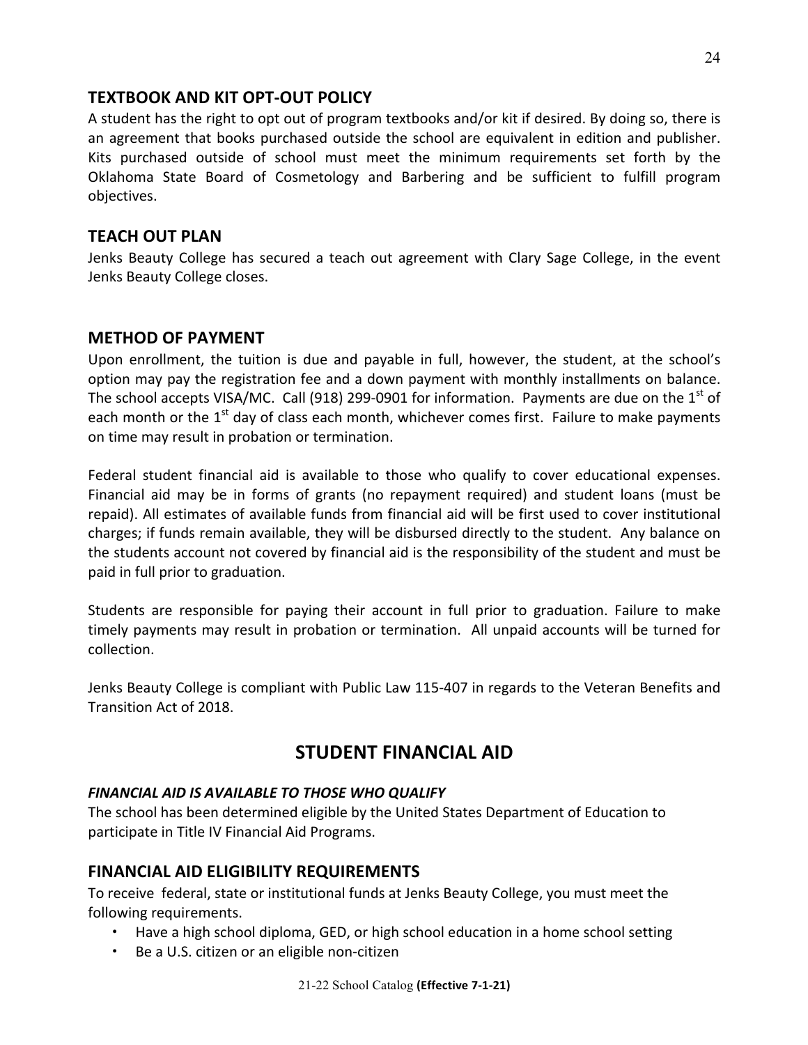## TEXTBOOK AND KIT OPT-OUT POLICY

A student has the right to opt out of program textbooks and/or kit if desired. By doing so, there is an agreement that books purchased outside the school are equivalent in edition and publisher. Kits purchased outside of school must meet the minimum requirements set forth by the Oklahoma State Board of Cosmetology and Barbering and be sufficient to fulfill program objectives.

## TEACH OUT PLAN

Jenks Beauty College has secured a teach out agreement with Clary Sage College, in the event Jenks Beauty College closes.

## METHOD OF PAYMENT

Upon enrollment, the tuition is due and payable in full, however, the student, at the school's option may pay the registration fee and a down payment with monthly installments on balance. The school accepts VISA/MC. Call (918) 299-0901 for information. Payments are due on the 1st of each month or the 1st day of class each month, whichever comes first. Failure to make payments on time may result in probation or termination.

Federal student financial aid is available to those who qualify to cover educational expenses. Financial aid may be in forms of grants (no repayment required) and student loans (must be repaid). All estimates of available funds from financial aid will be first used to cover institutional charges; if funds remain available, they will be disbursed directly to the student. Any balance on the students account not covered by financial aid is the responsibility of the student and must be paid in full prior to graduation.

Students are responsible for paying their account in full prior to graduation. Failure to make timely payments may result in probation or termination. All unpaid accounts will be turned for collection.

Jenks Beauty College is compliant with Public Law 115-407 in regards to the Veteran Benefits and Transition Act of 2018.

# STUDENT FINANCIAL AID

### *FINANCIAL AID IS AVAILABLE TO THOSE WHO QUALIFY*

The school has been determined eligible by the United States Department of Education to participate in Title IV Financial Aid Programs.

## FINANCIAL AID ELIGIBILITY REQUIREMENTS

To receive federal, state or institutional funds at Jenks Beauty College, you must meet the following requirements.

- Have a high school diploma, GED, or high school education in a home school setting
- Be a U.S. citizen or an eligible non-citizen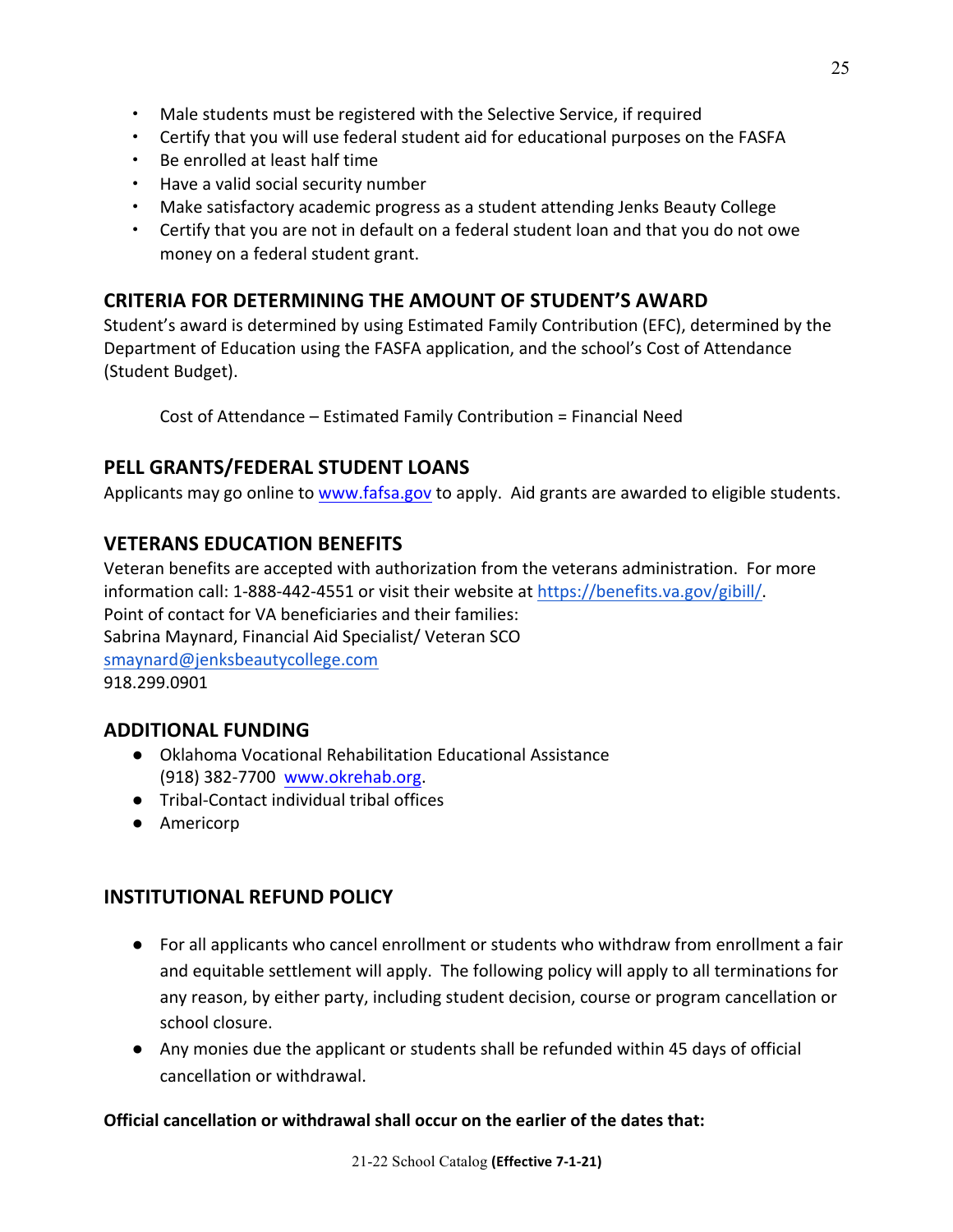- Male students must be registered with the Selective Service, if required
- Certify that you will use federal student aid for educational purposes on the FASFA
- Be enrolled at least half time
- Have a valid social security number
- Make satisfactory academic progress as a student attending Jenks Beauty College
- Certify that you are not in default on a federal student loan and that you do not owe money on a federal student grant.

## CRITERIA FOR DETERMINING THE AMOUNT OF STUDENT'S AWARD

Student's award is determined by using Estimated Family Contribution (EFC), determined by the Department of Education using the FASFA application, and the school's Cost of Attendance (Student Budget).

Cost of Attendance – Estimated Family Contribution = Financial Need

## PELL GRANTS/FEDERAL STUDENT LOANS

Applicants may go online to [www.fafsa.gov](www.fafsa.gov) to apply. Aid grants are awarded to eligible students.

## VETERANS EDUCATION BENEFITS

Veteran benefits are accepted with authorization from the veterans administration. For more information call: 1-888-442-4551 or visit their website at [https://benefits.va.gov/gibill/](https://benefits.va.gov/gibill/).
Point of contact for VA beneficiaries and their families:
Sabrina Maynard, Financial Aid Specialist/ Veteran SCO
smaynard@jenksbeautycollege.com
918.299.0901

## ADDITIONAL FUNDING

- Oklahoma Vocational Rehabilitation Educational Assistance
  (918) 382-7700 [www.okrehab.org](www.okrehab.org).
- Tribal-Contact individual tribal offices
- Americorp

## INSTITUTIONAL REFUND POLICY

- For all applicants who cancel enrollment or students who withdraw from enrollment a fair and equitable settlement will apply. The following policy will apply to all terminations for any reason, by either party, including student decision, course or program cancellation or school closure.
- Any monies due the applicant or students shall be refunded within 45 days of official cancellation or withdrawal.

**Official cancellation or withdrawal shall occur on the earlier of the dates that:**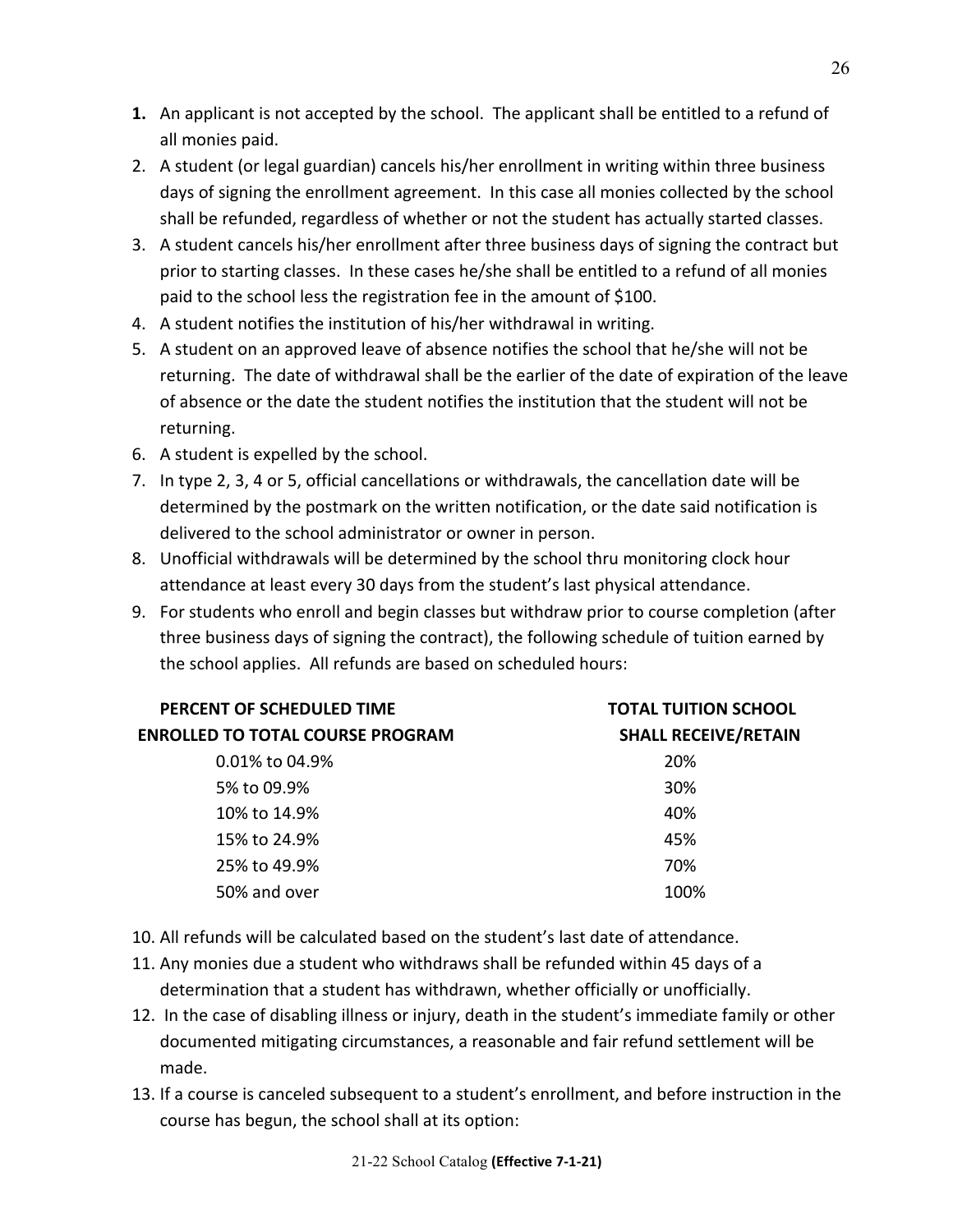1. An applicant is not accepted by the school. The applicant shall be entitled to a refund of all monies paid.
2. A student (or legal guardian) cancels his/her enrollment in writing within three business days of signing the enrollment agreement. In this case all monies collected by the school shall be refunded, regardless of whether or not the student has actually started classes.
3. A student cancels his/her enrollment after three business days of signing the contract but prior to starting classes. In these cases he/she shall be entitled to a refund of all monies paid to the school less the registration fee in the amount of $100.
4. A student notifies the institution of his/her withdrawal in writing.
5. A student on an approved leave of absence notifies the school that he/she will not be returning. The date of withdrawal shall be the earlier of the date of expiration of the leave of absence or the date the student notifies the institution that the student will not be returning.
6. A student is expelled by the school.
7. In type 2, 3, 4 or 5, official cancellations or withdrawals, the cancellation date will be determined by the postmark on the written notification, or the date said notification is delivered to the school administrator or owner in person.
8. Unofficial withdrawals will be determined by the school thru monitoring clock hour attendance at least every 30 days from the student's last physical attendance.
9. For students who enroll and begin classes but withdraw prior to course completion (after three business days of signing the contract), the following schedule of tuition earned by the school applies. All refunds are based on scheduled hours:

| PERCENT OF SCHEDULED TIME ENROLLED TO TOTAL COURSE PROGRAM | TOTAL TUITION SCHOOL SHALL RECEIVE/RETAIN |
|---|---|
| 0.01% to 04.9% | 20% |
| 5% to 09.9% | 30% |
| 10% to 14.9% | 40% |
| 15% to 24.9% | 45% |
| 25% to 49.9% | 70% |
| 50% and over | 100% |

10. All refunds will be calculated based on the student's last date of attendance.
11. Any monies due a student who withdraws shall be refunded within 45 days of a determination that a student has withdrawn, whether officially or unofficially.
12. In the case of disabling illness or injury, death in the student's immediate family or other documented mitigating circumstances, a reasonable and fair refund settlement will be made.
13. If a course is canceled subsequent to a student's enrollment, and before instruction in the course has begun, the school shall at its option: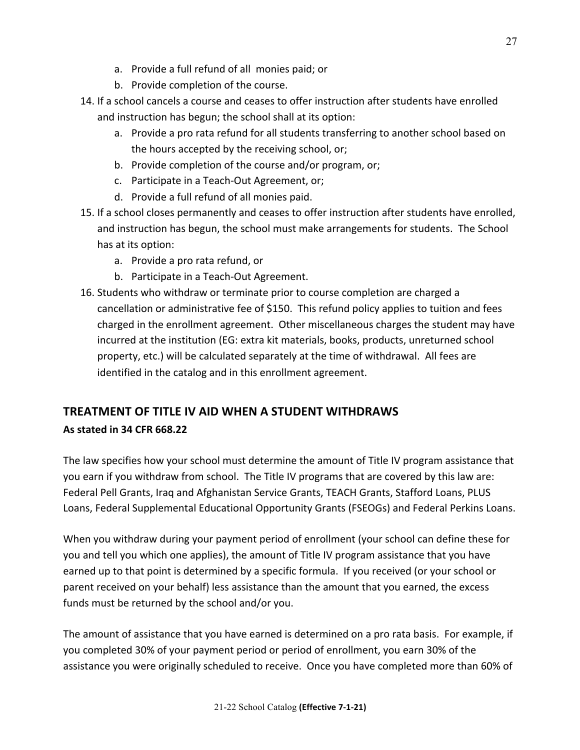a. Provide a full refund of all monies paid; or
   b. Provide completion of the course.
14. If a school cancels a course and ceases to offer instruction after students have enrolled and instruction has begun; the school shall at its option:
    a. Provide a pro rata refund for all students transferring to another school based on the hours accepted by the receiving school, or;
    b. Provide completion of the course and/or program, or;
    c. Participate in a Teach-Out Agreement, or;
    d. Provide a full refund of all monies paid.
15. If a school closes permanently and ceases to offer instruction after students have enrolled, and instruction has begun, the school must make arrangements for students. The School has at its option:
    a. Provide a pro rata refund, or
    b. Participate in a Teach-Out Agreement.
16. Students who withdraw or terminate prior to course completion are charged a cancellation or administrative fee of $150. This refund policy applies to tuition and fees charged in the enrollment agreement. Other miscellaneous charges the student may have incurred at the institution (EG: extra kit materials, books, products, unreturned school property, etc.) will be calculated separately at the time of withdrawal. All fees are identified in the catalog and in this enrollment agreement.

## TREATMENT OF TITLE IV AID WHEN A STUDENT WITHDRAWS

**As stated in 34 CFR 668.22**

The law specifies how your school must determine the amount of Title IV program assistance that you earn if you withdraw from school. The Title IV programs that are covered by this law are: Federal Pell Grants, Iraq and Afghanistan Service Grants, TEACH Grants, Stafford Loans, PLUS Loans, Federal Supplemental Educational Opportunity Grants (FSEOGs) and Federal Perkins Loans.

When you withdraw during your payment period of enrollment (your school can define these for you and tell you which one applies), the amount of Title IV program assistance that you have earned up to that point is determined by a specific formula. If you received (or your school or parent received on your behalf) less assistance than the amount that you earned, the excess funds must be returned by the school and/or you.

The amount of assistance that you have earned is determined on a pro rata basis. For example, if you completed 30% of your payment period or period of enrollment, you earn 30% of the assistance you were originally scheduled to receive. Once you have completed more than 60% of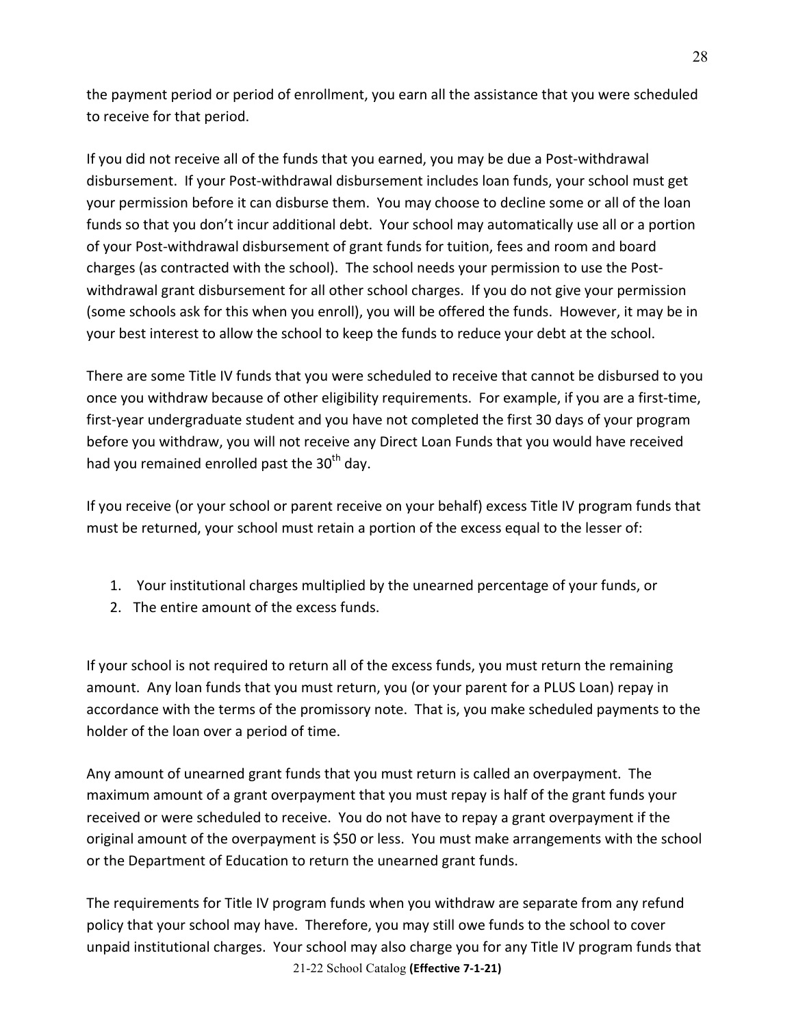the payment period or period of enrollment, you earn all the assistance that you were scheduled to receive for that period.

If you did not receive all of the funds that you earned, you may be due a Post-withdrawal disbursement. If your Post-withdrawal disbursement includes loan funds, your school must get your permission before it can disburse them. You may choose to decline some or all of the loan funds so that you don't incur additional debt. Your school may automatically use all or a portion of your Post-withdrawal disbursement of grant funds for tuition, fees and room and board charges (as contracted with the school). The school needs your permission to use the Post-withdrawal grant disbursement for all other school charges. If you do not give your permission (some schools ask for this when you enroll), you will be offered the funds. However, it may be in your best interest to allow the school to keep the funds to reduce your debt at the school.

There are some Title IV funds that you were scheduled to receive that cannot be disbursed to you once you withdraw because of other eligibility requirements. For example, if you are a first-time, first-year undergraduate student and you have not completed the first 30 days of your program before you withdraw, you will not receive any Direct Loan Funds that you would have received had you remained enrolled past the 30th day.

If you receive (or your school or parent receive on your behalf) excess Title IV program funds that must be returned, your school must retain a portion of the excess equal to the lesser of:

1. Your institutional charges multiplied by the unearned percentage of your funds, or
2. The entire amount of the excess funds.

If your school is not required to return all of the excess funds, you must return the remaining amount. Any loan funds that you must return, you (or your parent for a PLUS Loan) repay in accordance with the terms of the promissory note. That is, you make scheduled payments to the holder of the loan over a period of time.

Any amount of unearned grant funds that you must return is called an overpayment. The maximum amount of a grant overpayment that you must repay is half of the grant funds your received or were scheduled to receive. You do not have to repay a grant overpayment if the original amount of the overpayment is $50 or less. You must make arrangements with the school or the Department of Education to return the unearned grant funds.

The requirements for Title IV program funds when you withdraw are separate from any refund policy that your school may have. Therefore, you may still owe funds to the school to cover unpaid institutional charges. Your school may also charge you for any Title IV program funds that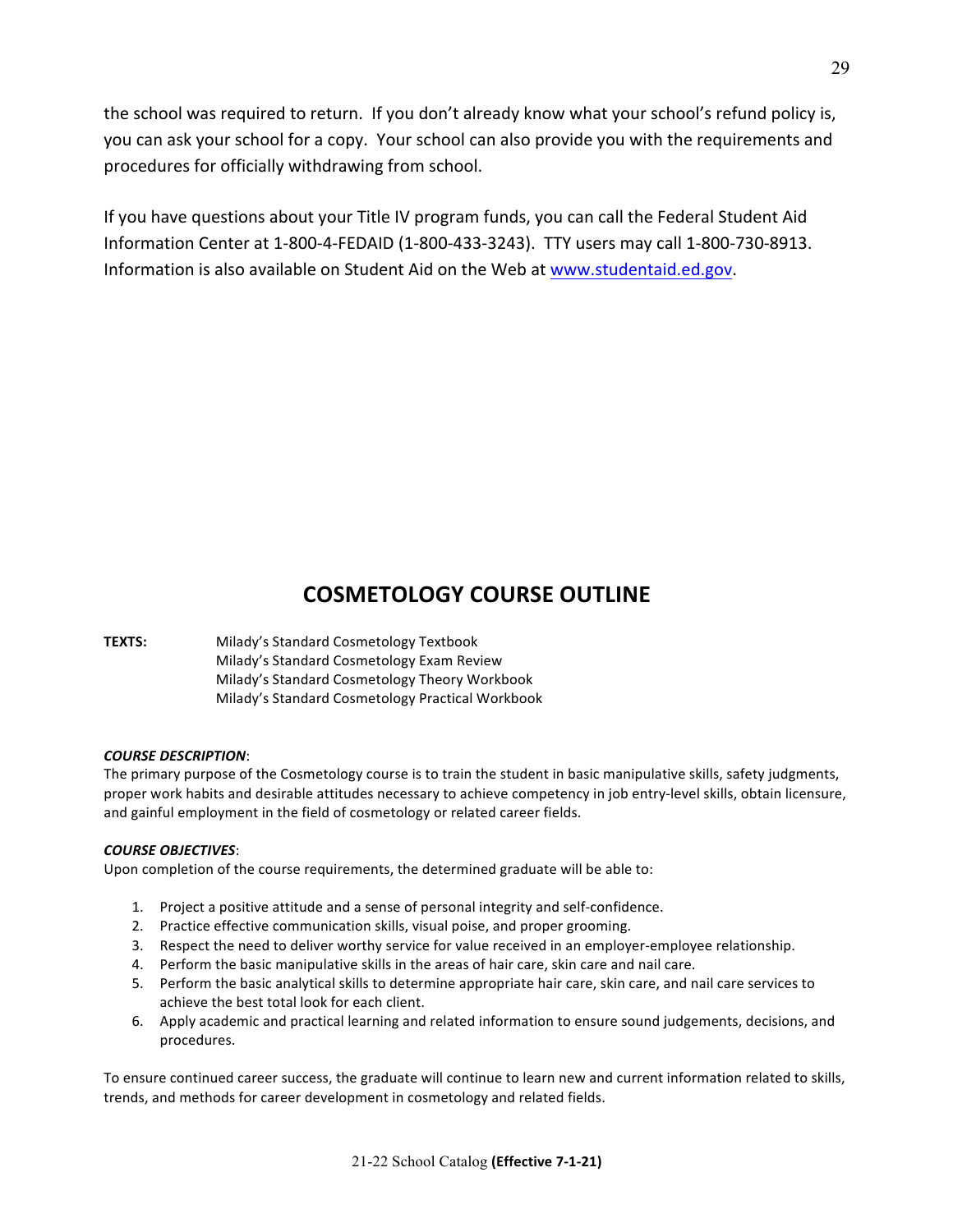the school was required to return. If you don't already know what your school's refund policy is, you can ask your school for a copy. Your school can also provide you with the requirements and procedures for officially withdrawing from school.

If you have questions about your Title IV program funds, you can call the Federal Student Aid Information Center at 1-800-4-FEDAID (1-800-433-3243). TTY users may call 1-800-730-8913. Information is also available on Student Aid on the Web at [www.studentaid.ed.gov](http://www.studentaid.ed.gov).

## COSMETOLOGY COURSE OUTLINE

**TEXTS:** Milady's Standard Cosmetology Textbook
Milady's Standard Cosmetology Exam Review
Milady's Standard Cosmetology Theory Workbook
Milady's Standard Cosmetology Practical Workbook

***COURSE DESCRIPTION***:
The primary purpose of the Cosmetology course is to train the student in basic manipulative skills, safety judgments, proper work habits and desirable attitudes necessary to achieve competency in job entry-level skills, obtain licensure, and gainful employment in the field of cosmetology or related career fields.

***COURSE OBJECTIVES***:
Upon completion of the course requirements, the determined graduate will be able to:

1. Project a positive attitude and a sense of personal integrity and self-confidence.
2. Practice effective communication skills, visual poise, and proper grooming.
3. Respect the need to deliver worthy service for value received in an employer-employee relationship.
4. Perform the basic manipulative skills in the areas of hair care, skin care and nail care.
5. Perform the basic analytical skills to determine appropriate hair care, skin care, and nail care services to achieve the best total look for each client.
6. Apply academic and practical learning and related information to ensure sound judgements, decisions, and procedures.

To ensure continued career success, the graduate will continue to learn new and current information related to skills, trends, and methods for career development in cosmetology and related fields.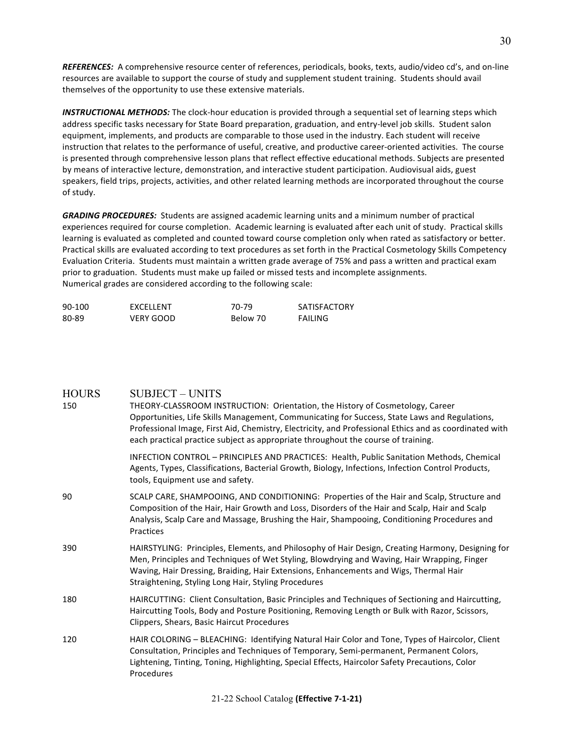***REFERENCES:*** A comprehensive resource center of references, periodicals, books, texts, audio/video cd's, and on-line resources are available to support the course of study and supplement student training. Students should avail themselves of the opportunity to use these extensive materials.

***INSTRUCTIONAL METHODS:*** The clock-hour education is provided through a sequential set of learning steps which address specific tasks necessary for State Board preparation, graduation, and entry-level job skills. Student salon equipment, implements, and products are comparable to those used in the industry. Each student will receive instruction that relates to the performance of useful, creative, and productive career-oriented activities. The course is presented through comprehensive lesson plans that reflect effective educational methods. Subjects are presented by means of interactive lecture, demonstration, and interactive student participation. Audiovisual aids, guest speakers, field trips, projects, activities, and other related learning methods are incorporated throughout the course of study.

***GRADING PROCEDURES:*** Students are assigned academic learning units and a minimum number of practical experiences required for course completion. Academic learning is evaluated after each unit of study. Practical skills learning is evaluated as completed and counted toward course completion only when rated as satisfactory or better. Practical skills are evaluated according to text procedures as set forth in the Practical Cosmetology Skills Competency Evaluation Criteria. Students must maintain a written grade average of 75% and pass a written and practical exam prior to graduation. Students must make up failed or missed tests and incomplete assignments.
Numerical grades are considered according to the following scale:

| | | | |
|---|---|---|---|
| 90-100 | EXCELLENT | 70-79 | SATISFACTORY |
| 80-89 | VERY GOOD | Below 70 | FAILING |

| HOURS | SUBJECT – UNITS |
|---|---|
| 150 | THEORY-CLASSROOM INSTRUCTION: Orientation, the History of Cosmetology, Career Opportunities, Life Skills Management, Communicating for Success, State Laws and Regulations, Professional Image, First Aid, Chemistry, Electricity, and Professional Ethics and as coordinated with each practical practice subject as appropriate throughout the course of training. |
| | INFECTION CONTROL – PRINCIPLES AND PRACTICES: Health, Public Sanitation Methods, Chemical Agents, Types, Classifications, Bacterial Growth, Biology, Infections, Infection Control Products, tools, Equipment use and safety. |
| 90 | SCALP CARE, SHAMPOOING, AND CONDITIONING: Properties of the Hair and Scalp, Structure and Composition of the Hair, Hair Growth and Loss, Disorders of the Hair and Scalp, Hair and Scalp Analysis, Scalp Care and Massage, Brushing the Hair, Shampooing, Conditioning Procedures and Practices |
| 390 | HAIRSTYLING: Principles, Elements, and Philosophy of Hair Design, Creating Harmony, Designing for Men, Principles and Techniques of Wet Styling, Blowdrying and Waving, Hair Wrapping, Finger Waving, Hair Dressing, Braiding, Hair Extensions, Enhancements and Wigs, Thermal Hair Straightening, Styling Long Hair, Styling Procedures |
| 180 | HAIRCUTTING: Client Consultation, Basic Principles and Techniques of Sectioning and Haircutting, Haircutting Tools, Body and Posture Positioning, Removing Length or Bulk with Razor, Scissors, Clippers, Shears, Basic Haircut Procedures |
| 120 | HAIR COLORING – BLEACHING: Identifying Natural Hair Color and Tone, Types of Haircolor, Client Consultation, Principles and Techniques of Temporary, Semi-permanent, Permanent Colors, Lightening, Tinting, Toning, Highlighting, Special Effects, Haircolor Safety Precautions, Color Procedures |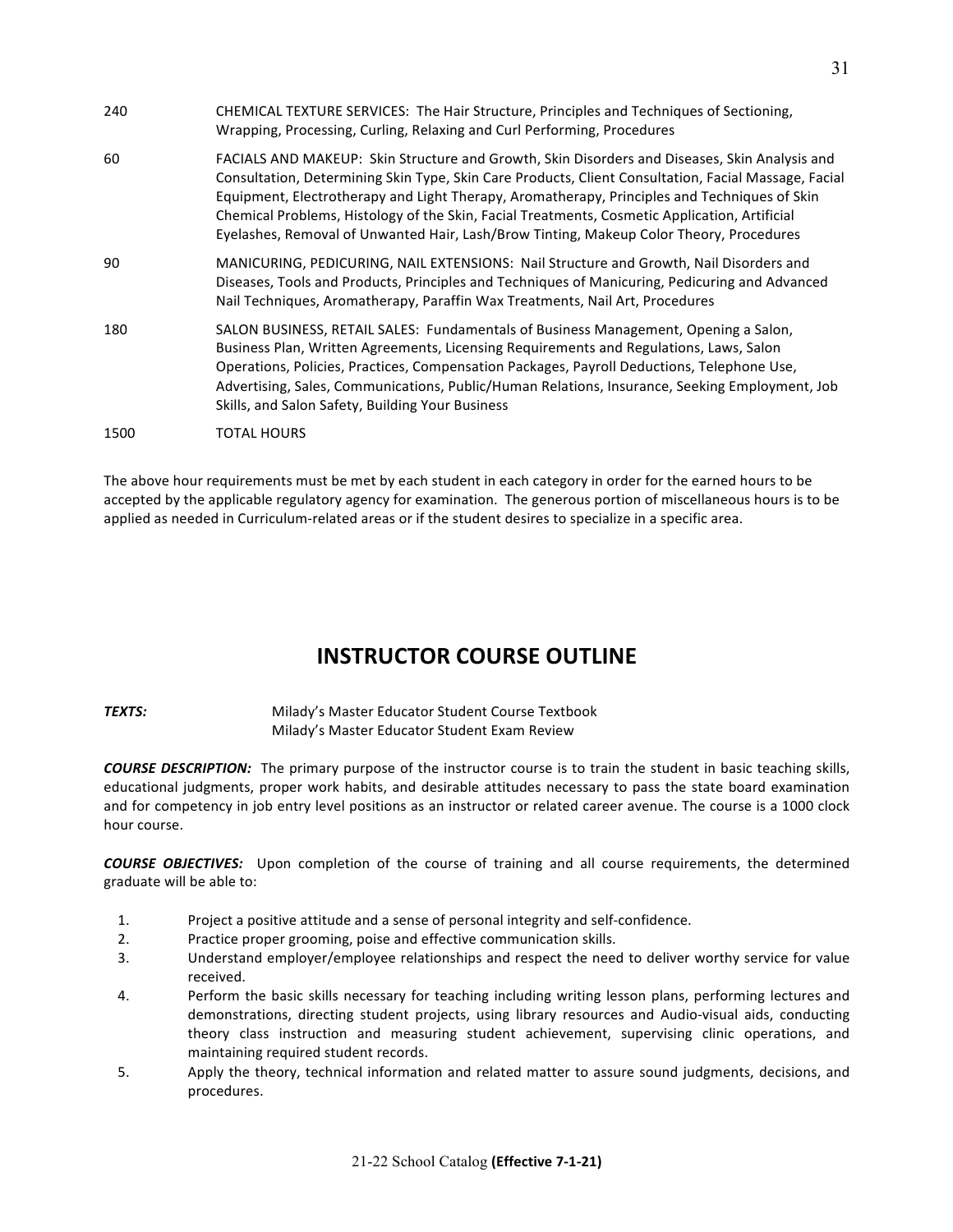| | |
|---|---|
| 240 | CHEMICAL TEXTURE SERVICES: The Hair Structure, Principles and Techniques of Sectioning, Wrapping, Processing, Curling, Relaxing and Curl Performing, Procedures |
| 60 | FACIALS AND MAKEUP: Skin Structure and Growth, Skin Disorders and Diseases, Skin Analysis and Consultation, Determining Skin Type, Skin Care Products, Client Consultation, Facial Massage, Facial Equipment, Electrotherapy and Light Therapy, Aromatherapy, Principles and Techniques of Skin Chemical Problems, Histology of the Skin, Facial Treatments, Cosmetic Application, Artificial Eyelashes, Removal of Unwanted Hair, Lash/Brow Tinting, Makeup Color Theory, Procedures |
| 90 | MANICURING, PEDICURING, NAIL EXTENSIONS: Nail Structure and Growth, Nail Disorders and Diseases, Tools and Products, Principles and Techniques of Manicuring, Pedicuring and Advanced Nail Techniques, Aromatherapy, Paraffin Wax Treatments, Nail Art, Procedures |
| 180 | SALON BUSINESS, RETAIL SALES: Fundamentals of Business Management, Opening a Salon, Business Plan, Written Agreements, Licensing Requirements and Regulations, Laws, Salon Operations, Policies, Practices, Compensation Packages, Payroll Deductions, Telephone Use, Advertising, Sales, Communications, Public/Human Relations, Insurance, Seeking Employment, Job Skills, and Salon Safety, Building Your Business |
| 1500 | TOTAL HOURS |

The above hour requirements must be met by each student in each category in order for the earned hours to be accepted by the applicable regulatory agency for examination. The generous portion of miscellaneous hours is to be applied as needed in Curriculum-related areas or if the student desires to specialize in a specific area.

# INSTRUCTOR COURSE OUTLINE

***TEXTS:*** Milady's Master Educator Student Course Textbook
Milady's Master Educator Student Exam Review

***COURSE DESCRIPTION:*** The primary purpose of the instructor course is to train the student in basic teaching skills, educational judgments, proper work habits, and desirable attitudes necessary to pass the state board examination and for competency in job entry level positions as an instructor or related career avenue. The course is a 1000 clock hour course.

***COURSE OBJECTIVES:*** Upon completion of the course of training and all course requirements, the determined graduate will be able to:

1. Project a positive attitude and a sense of personal integrity and self-confidence.
2. Practice proper grooming, poise and effective communication skills.
3. Understand employer/employee relationships and respect the need to deliver worthy service for value received.
4. Perform the basic skills necessary for teaching including writing lesson plans, performing lectures and demonstrations, directing student projects, using library resources and Audio-visual aids, conducting theory class instruction and measuring student achievement, supervising clinic operations, and maintaining required student records.
5. Apply the theory, technical information and related matter to assure sound judgments, decisions, and procedures.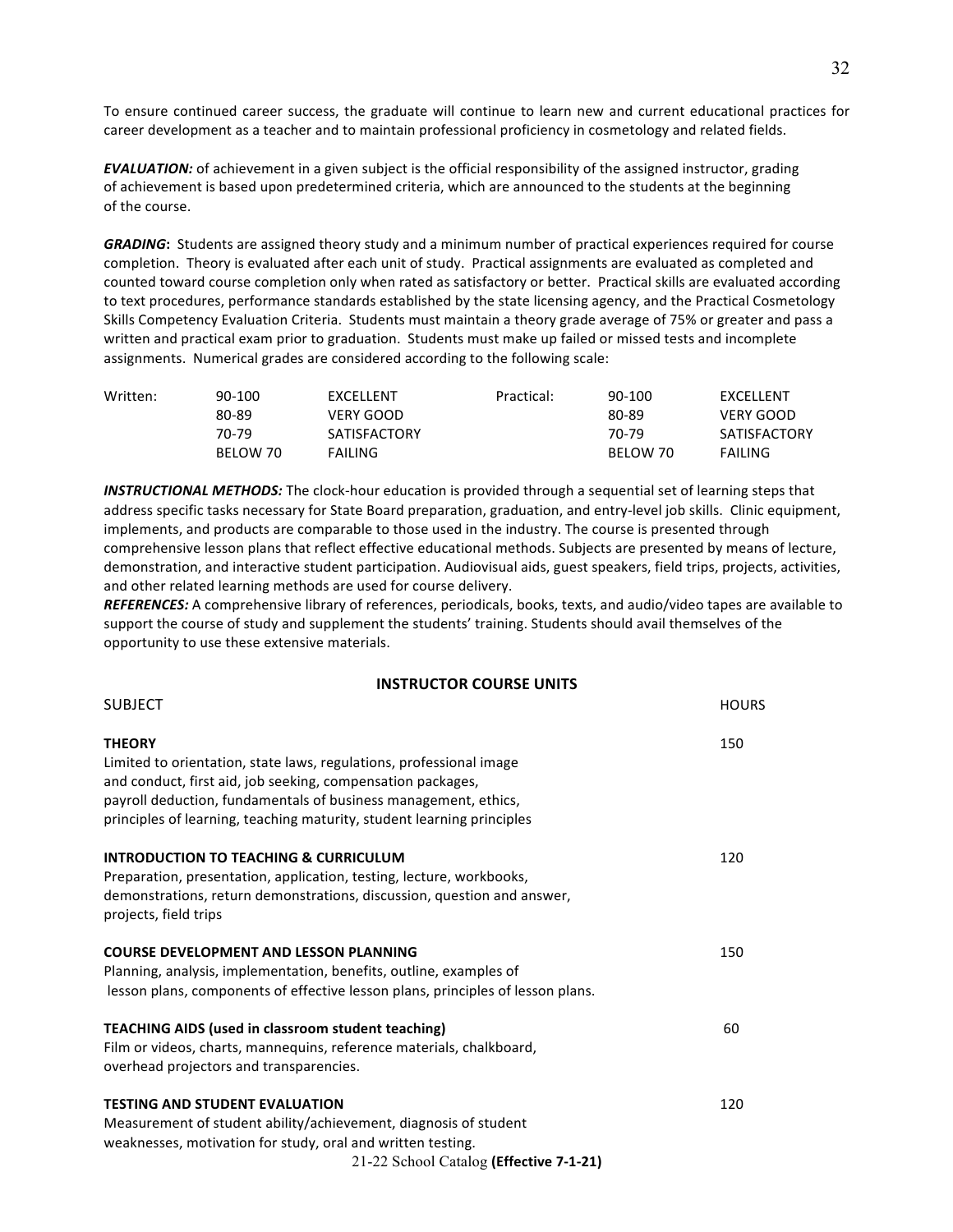To ensure continued career success, the graduate will continue to learn new and current educational practices for career development as a teacher and to maintain professional proficiency in cosmetology and related fields.

***EVALUATION:*** of achievement in a given subject is the official responsibility of the assigned instructor, grading of achievement is based upon predetermined criteria, which are announced to the students at the beginning of the course.

***GRADING*:** Students are assigned theory study and a minimum number of practical experiences required for course completion. Theory is evaluated after each unit of study. Practical assignments are evaluated as completed and counted toward course completion only when rated as satisfactory or better. Practical skills are evaluated according to text procedures, performance standards established by the state licensing agency, and the Practical Cosmetology Skills Competency Evaluation Criteria. Students must maintain a theory grade average of 75% or greater and pass a written and practical exam prior to graduation. Students must make up failed or missed tests and incomplete assignments. Numerical grades are considered according to the following scale:

| Written: | | | Practical: | | |
|---|---|---|---|---|---|
| | 90-100 | EXCELLENT | | 90-100 | EXCELLENT |
| | 80-89 | VERY GOOD | | 80-89 | VERY GOOD |
| | 70-79 | SATISFACTORY | | 70-79 | SATISFACTORY |
| | BELOW 70 | FAILING | | BELOW 70 | FAILING |

***INSTRUCTIONAL METHODS:*** The clock-hour education is provided through a sequential set of learning steps that address specific tasks necessary for State Board preparation, graduation, and entry-level job skills. Clinic equipment, implements, and products are comparable to those used in the industry. The course is presented through comprehensive lesson plans that reflect effective educational methods. Subjects are presented by means of lecture, demonstration, and interactive student participation. Audiovisual aids, guest speakers, field trips, projects, activities, and other related learning methods are used for course delivery.

***REFERENCES:*** A comprehensive library of references, periodicals, books, texts, and audio/video tapes are available to support the course of study and supplement the students' training. Students should avail themselves of the opportunity to use these extensive materials.

## INSTRUCTOR COURSE UNITS

| SUBJECT | HOURS |
|---|---|
| **THEORY**<br>Limited to orientation, state laws, regulations, professional image and conduct, first aid, job seeking, compensation packages, payroll deduction, fundamentals of business management, ethics, principles of learning, teaching maturity, student learning principles | 150 |
| **INTRODUCTION TO TEACHING & CURRICULUM**<br>Preparation, presentation, application, testing, lecture, workbooks, demonstrations, return demonstrations, discussion, question and answer, projects, field trips | 120 |
| **COURSE DEVELOPMENT AND LESSON PLANNING**<br>Planning, analysis, implementation, benefits, outline, examples of lesson plans, components of effective lesson plans, principles of lesson plans. | 150 |
| **TEACHING AIDS (used in classroom student teaching)**<br>Film or videos, charts, mannequins, reference materials, chalkboard, overhead projectors and transparencies. | 60 |
| **TESTING AND STUDENT EVALUATION**<br>Measurement of student ability/achievement, diagnosis of student weaknesses, motivation for study, oral and written testing. | 120 |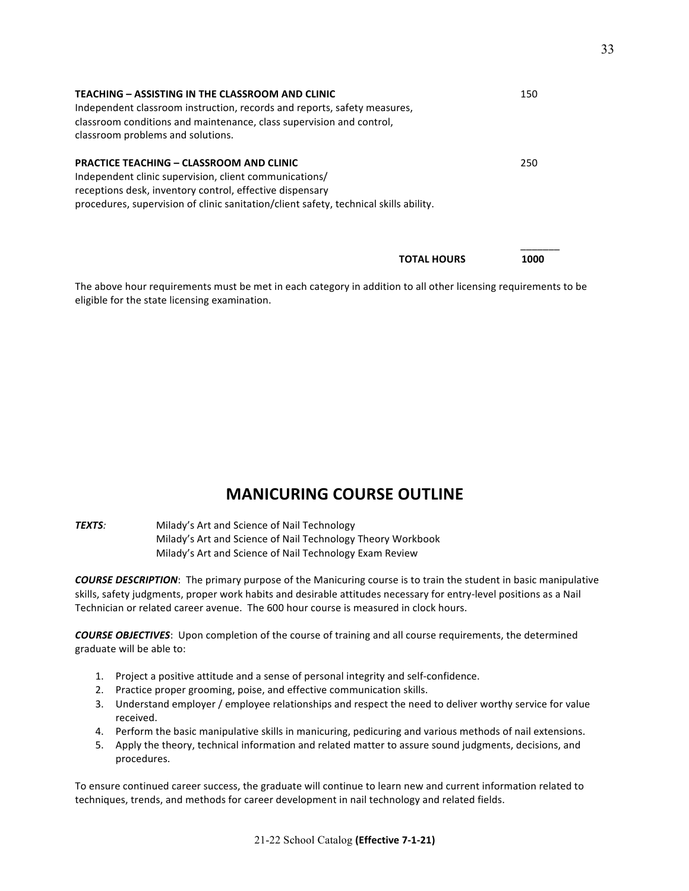**TEACHING – ASSISTING IN THE CLASSROOM AND CLINIC** 150

Independent classroom instruction, records and reports, safety measures, classroom conditions and maintenance, class supervision and control, classroom problems and solutions.

**PRACTICE TEACHING – CLASSROOM AND CLINIC** 250

Independent clinic supervision, client communications/ receptions desk, inventory control, effective dispensary procedures, supervision of clinic sanitation/client safety, technical skills ability.

**TOTAL HOURS** **1000**

The above hour requirements must be met in each category in addition to all other licensing requirements to be eligible for the state licensing examination.

## MANICURING COURSE OUTLINE

***TEXTS:***

Milady's Art and Science of Nail Technology
Milady's Art and Science of Nail Technology Theory Workbook
Milady's Art and Science of Nail Technology Exam Review

***COURSE DESCRIPTION***: The primary purpose of the Manicuring course is to train the student in basic manipulative skills, safety judgments, proper work habits and desirable attitudes necessary for entry-level positions as a Nail Technician or related career avenue. The 600 hour course is measured in clock hours.

***COURSE OBJECTIVES***: Upon completion of the course of training and all course requirements, the determined graduate will be able to:

1. Project a positive attitude and a sense of personal integrity and self-confidence.
2. Practice proper grooming, poise, and effective communication skills.
3. Understand employer / employee relationships and respect the need to deliver worthy service for value received.
4. Perform the basic manipulative skills in manicuring, pedicuring and various methods of nail extensions.
5. Apply the theory, technical information and related matter to assure sound judgments, decisions, and procedures.

To ensure continued career success, the graduate will continue to learn new and current information related to techniques, trends, and methods for career development in nail technology and related fields.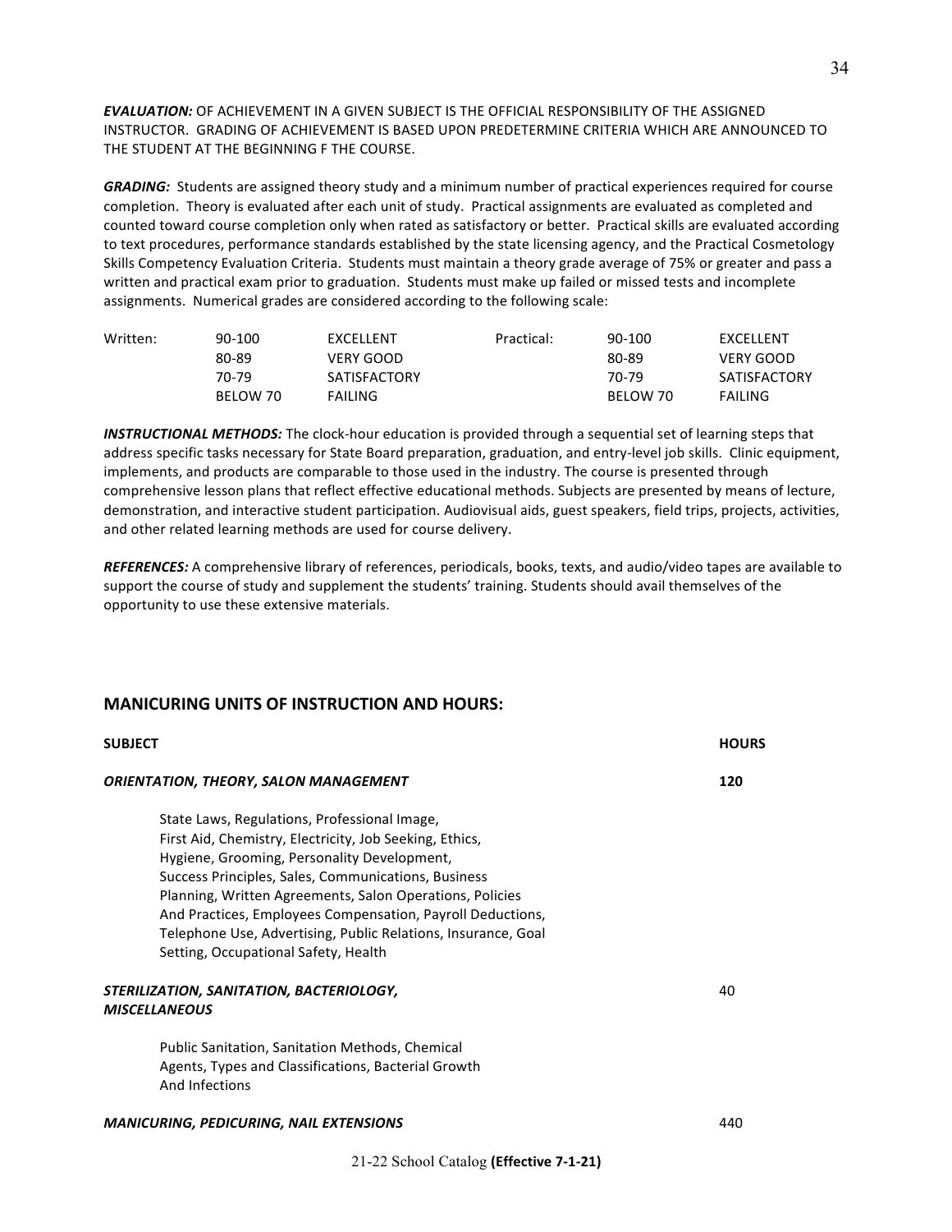***EVALUATION:*** OF ACHIEVEMENT IN A GIVEN SUBJECT IS THE OFFICIAL RESPONSIBILITY OF THE ASSIGNED INSTRUCTOR. GRADING OF ACHIEVEMENT IS BASED UPON PREDETERMINE CRITERIA WHICH ARE ANNOUNCED TO THE STUDENT AT THE BEGINNING F THE COURSE.

***GRADING:*** Students are assigned theory study and a minimum number of practical experiences required for course completion. Theory is evaluated after each unit of study. Practical assignments are evaluated as completed and counted toward course completion only when rated as satisfactory or better. Practical skills are evaluated according to text procedures, performance standards established by the state licensing agency, and the Practical Cosmetology Skills Competency Evaluation Criteria. Students must maintain a theory grade average of 75% or greater and pass a written and practical exam prior to graduation. Students must make up failed or missed tests and incomplete assignments. Numerical grades are considered according to the following scale:

| Written: | 90-100 | EXCELLENT | Practical: | 90-100 | EXCELLENT |
|---|---|---|---|---|---|
| | 80-89 | VERY GOOD | | 80-89 | VERY GOOD |
| | 70-79 | SATISFACTORY | | 70-79 | SATISFACTORY |
| | BELOW 70 | FAILING | | BELOW 70 | FAILING |

***INSTRUCTIONAL METHODS:*** The clock-hour education is provided through a sequential set of learning steps that address specific tasks necessary for State Board preparation, graduation, and entry-level job skills. Clinic equipment, implements, and products are comparable to those used in the industry. The course is presented through comprehensive lesson plans that reflect effective educational methods. Subjects are presented by means of lecture, demonstration, and interactive student participation. Audiovisual aids, guest speakers, field trips, projects, activities, and other related learning methods are used for course delivery.

***REFERENCES:*** A comprehensive library of references, periodicals, books, texts, and audio/video tapes are available to support the course of study and supplement the students' training. Students should avail themselves of the opportunity to use these extensive materials.

## MANICURING UNITS OF INSTRUCTION AND HOURS:

| SUBJECT | HOURS |
|---|---|
| ***ORIENTATION, THEORY, SALON MANAGEMENT*** | **120** |
| State Laws, Regulations, Professional Image, First Aid, Chemistry, Electricity, Job Seeking, Ethics, Hygiene, Grooming, Personality Development, Success Principles, Sales, Communications, Business Planning, Written Agreements, Salon Operations, Policies And Practices, Employees Compensation, Payroll Deductions, Telephone Use, Advertising, Public Relations, Insurance, Goal Setting, Occupational Safety, Health | |
| ***STERILIZATION, SANITATION, BACTERIOLOGY, MISCELLANEOUS*** | 40 |
| Public Sanitation, Sanitation Methods, Chemical Agents, Types and Classifications, Bacterial Growth And Infections | |
| ***MANICURING, PEDICURING, NAIL EXTENSIONS*** | 440 |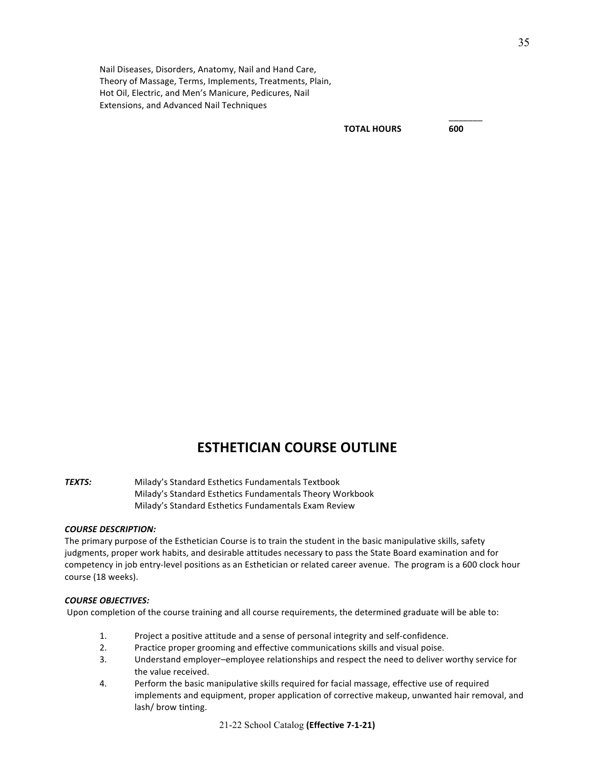Nail Diseases, Disorders, Anatomy, Nail and Hand Care, Theory of Massage, Terms, Implements, Treatments, Plain, Hot Oil, Electric, and Men's Manicure, Pedicures, Nail Extensions, and Advanced Nail Techniques

| | |
|---|---|
| **TOTAL HOURS** | **600** |

# ESTHETICIAN COURSE OUTLINE

***TEXTS:*** Milady's Standard Esthetics Fundamentals Textbook
Milady's Standard Esthetics Fundamentals Theory Workbook
Milady's Standard Esthetics Fundamentals Exam Review

***COURSE DESCRIPTION:***
The primary purpose of the Esthetician Course is to train the student in the basic manipulative skills, safety judgments, proper work habits, and desirable attitudes necessary to pass the State Board examination and for competency in job entry-level positions as an Esthetician or related career avenue. The program is a 600 clock hour course (18 weeks).

***COURSE OBJECTIVES:***
Upon completion of the course training and all course requirements, the determined graduate will be able to:

1. Project a positive attitude and a sense of personal integrity and self-confidence.
2. Practice proper grooming and effective communications skills and visual poise.
3. Understand employer–employee relationships and respect the need to deliver worthy service for the value received.
4. Perform the basic manipulative skills required for facial massage, effective use of required implements and equipment, proper application of corrective makeup, unwanted hair removal, and lash/ brow tinting.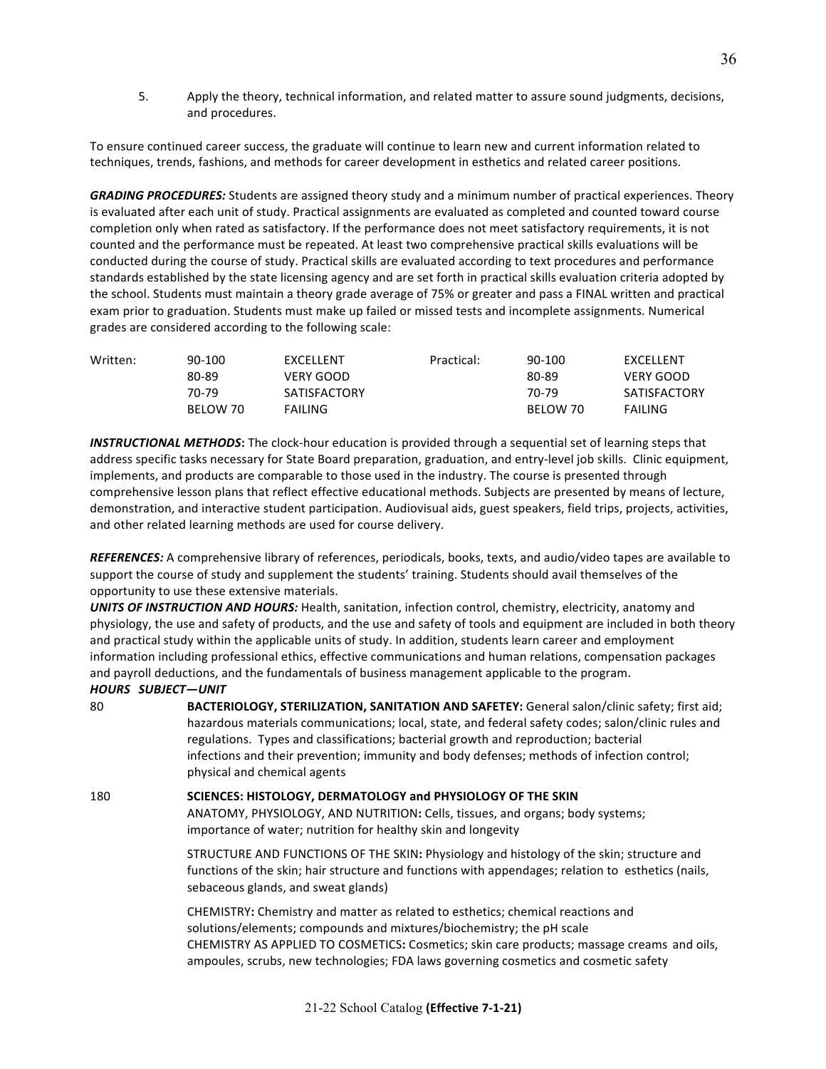5. Apply the theory, technical information, and related matter to assure sound judgments, decisions, and procedures.

To ensure continued career success, the graduate will continue to learn new and current information related to techniques, trends, fashions, and methods for career development in esthetics and related career positions.

***GRADING PROCEDURES:*** Students are assigned theory study and a minimum number of practical experiences. Theory is evaluated after each unit of study. Practical assignments are evaluated as completed and counted toward course completion only when rated as satisfactory. If the performance does not meet satisfactory requirements, it is not counted and the performance must be repeated. At least two comprehensive practical skills evaluations will be conducted during the course of study. Practical skills are evaluated according to text procedures and performance standards established by the state licensing agency and are set forth in practical skills evaluation criteria adopted by the school. Students must maintain a theory grade average of 75% or greater and pass a FINAL written and practical exam prior to graduation. Students must make up failed or missed tests and incomplete assignments. Numerical grades are considered according to the following scale:

| Written: | | | Practical: | | |
|---|---|---|---|---|---|
| | 90-100 | EXCELLENT | | 90-100 | EXCELLENT |
| | 80-89 | VERY GOOD | | 80-89 | VERY GOOD |
| | 70-79 | SATISFACTORY | | 70-79 | SATISFACTORY |
| | BELOW 70 | FAILING | | BELOW 70 | FAILING |

***INSTRUCTIONAL METHODS*:** The clock-hour education is provided through a sequential set of learning steps that address specific tasks necessary for State Board preparation, graduation, and entry-level job skills. Clinic equipment, implements, and products are comparable to those used in the industry. The course is presented through comprehensive lesson plans that reflect effective educational methods. Subjects are presented by means of lecture, demonstration, and interactive student participation. Audiovisual aids, guest speakers, field trips, projects, activities, and other related learning methods are used for course delivery.

***REFERENCES:*** A comprehensive library of references, periodicals, books, texts, and audio/video tapes are available to support the course of study and supplement the students' training. Students should avail themselves of the opportunity to use these extensive materials.

***UNITS OF INSTRUCTION AND HOURS:*** Health, sanitation, infection control, chemistry, electricity, anatomy and physiology, the use and safety of products, and the use and safety of tools and equipment are included in both theory and practical study within the applicable units of study. In addition, students learn career and employment information including professional ethics, effective communications and human relations, compensation packages and payroll deductions, and the fundamentals of business management applicable to the program.

***HOURS SUBJECT—UNIT***

80 **BACTERIOLOGY, STERILIZATION, SANITATION AND SAFETEY:** General salon/clinic safety; first aid; hazardous materials communications; local, state, and federal safety codes; salon/clinic rules and regulations. Types and classifications; bacterial growth and reproduction; bacterial infections and their prevention; immunity and body defenses; methods of infection control; physical and chemical agents

180 **SCIENCES: HISTOLOGY, DERMATOLOGY and PHYSIOLOGY OF THE SKIN**

ANATOMY, PHYSIOLOGY, AND NUTRITION**:** Cells, tissues, and organs; body systems; importance of water; nutrition for healthy skin and longevity

STRUCTURE AND FUNCTIONS OF THE SKIN**:** Physiology and histology of the skin; structure and functions of the skin; hair structure and functions with appendages; relation to esthetics (nails, sebaceous glands, and sweat glands)

CHEMISTRY**:** Chemistry and matter as related to esthetics; chemical reactions and solutions/elements; compounds and mixtures/biochemistry; the pH scale

CHEMISTRY AS APPLIED TO COSMETICS**:** Cosmetics; skin care products; massage creams and oils, ampoules, scrubs, new technologies; FDA laws governing cosmetics and cosmetic safety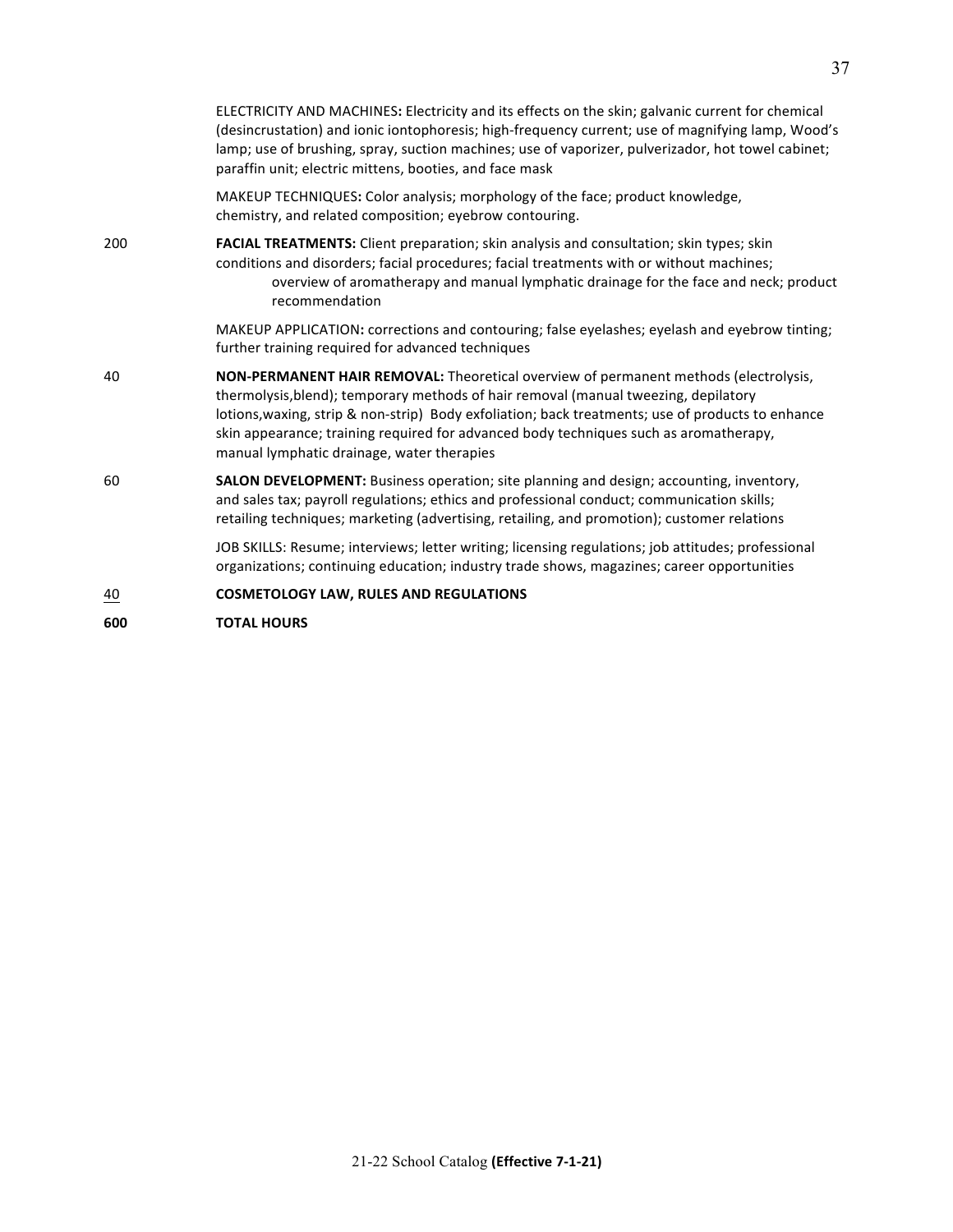| | |
|---|---|
| | ELECTRICITY AND MACHINES**:** Electricity and its effects on the skin; galvanic current for chemical (desincrustation) and ionic iontophoresis; high-frequency current; use of magnifying lamp, Wood's lamp; use of brushing, spray, suction machines; use of vaporizer, pulverizador, hot towel cabinet; paraffin unit; electric mittens, booties, and face mask |
| | MAKEUP TECHNIQUES**:** Color analysis; morphology of the face; product knowledge, chemistry, and related composition; eyebrow contouring. |
| 200 | **FACIAL TREATMENTS:** Client preparation; skin analysis and consultation; skin types; skin conditions and disorders; facial procedures; facial treatments with or without machines; overview of aromatherapy and manual lymphatic drainage for the face and neck; product recommendation |
| | MAKEUP APPLICATION**:** corrections and contouring; false eyelashes; eyelash and eyebrow tinting; further training required for advanced techniques |
| 40 | **NON-PERMANENT HAIR REMOVAL:** Theoretical overview of permanent methods (electrolysis, thermolysis,blend); temporary methods of hair removal (manual tweezing, depilatory lotions,waxing, strip & non-strip) Body exfoliation; back treatments; use of products to enhance skin appearance; training required for advanced body techniques such as aromatherapy, manual lymphatic drainage, water therapies |
| 60 | **SALON DEVELOPMENT:** Business operation; site planning and design; accounting, inventory, and sales tax; payroll regulations; ethics and professional conduct; communication skills; retailing techniques; marketing (advertising, retailing, and promotion); customer relations |
| | JOB SKILLS: Resume; interviews; letter writing; licensing regulations; job attitudes; professional organizations; continuing education; industry trade shows, magazines; career opportunities |
| 40 | **COSMETOLOGY LAW, RULES AND REGULATIONS** |
| **600** | **TOTAL HOURS** |